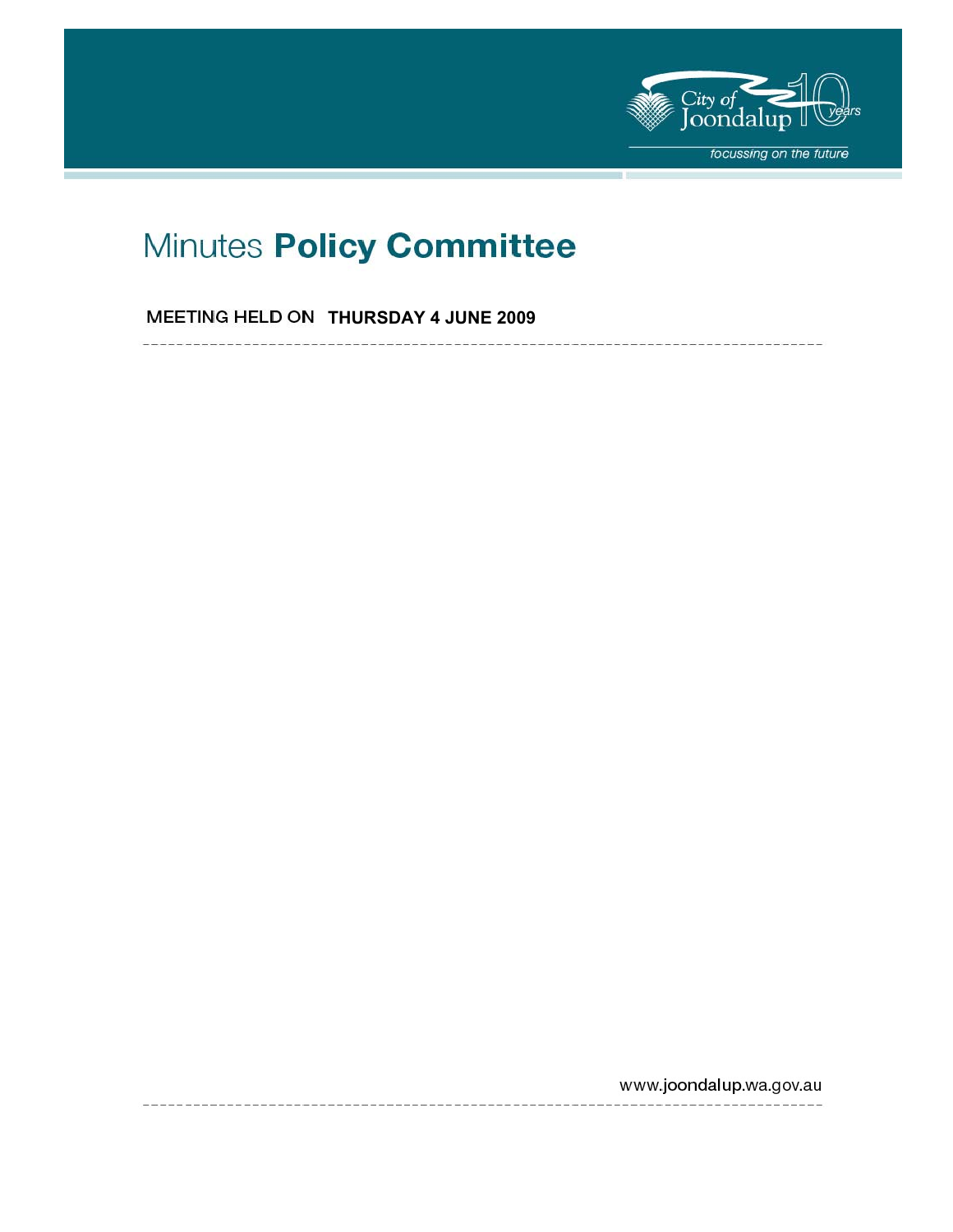# Minutes **Policy Committee**

MEETING HELD ON **THURSDAY 4 JUNE 2009**

www.joondalup.wa.gov.au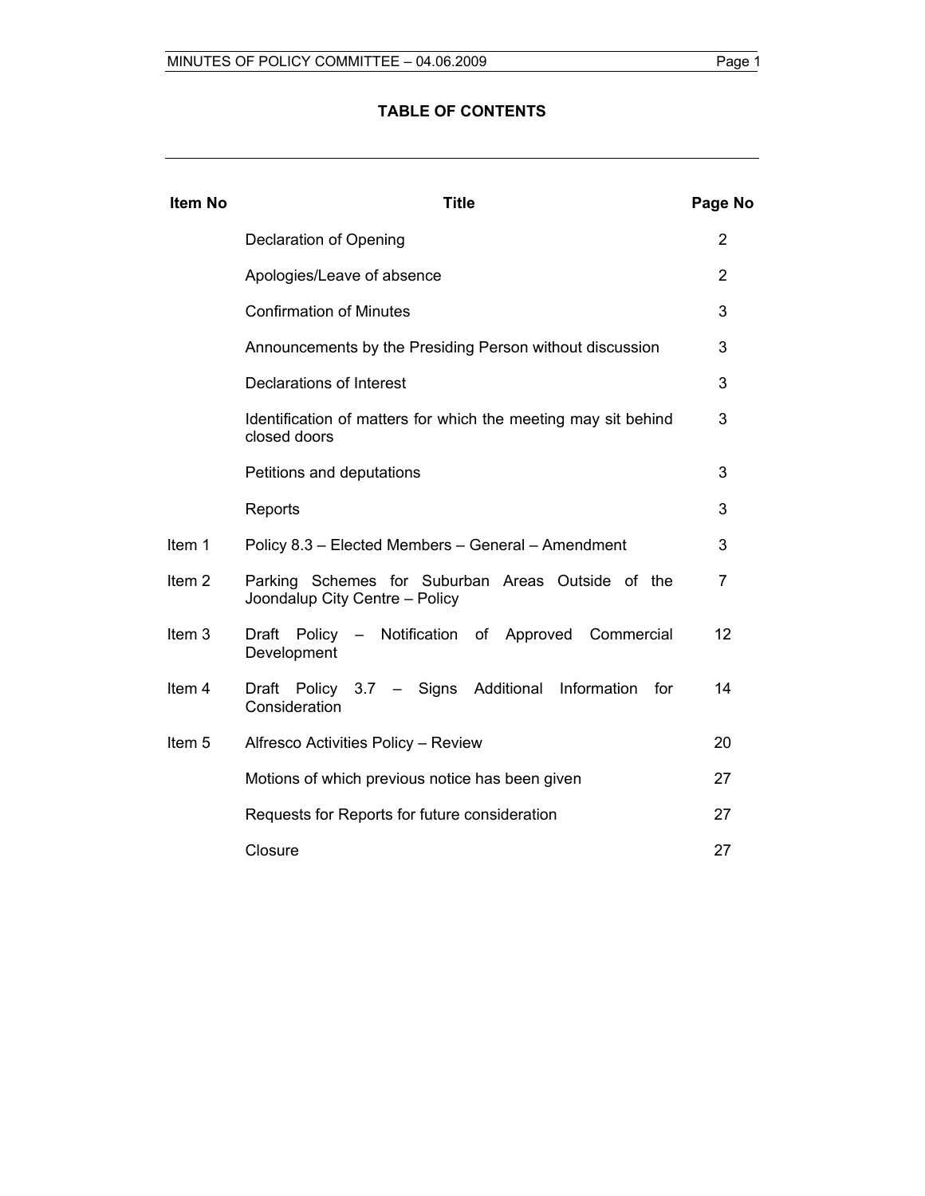# TABLE OF CONTENTS

| Item No | Title | Page No |
|---|---|---|
| | Declaration of Opening | 2 |
| | Apologies/Leave of absence | 2 |
| | Confirmation of Minutes | 3 |
| | Announcements by the Presiding Person without discussion | 3 |
| | Declarations of Interest | 3 |
| | Identification of matters for which the meeting may sit behind closed doors | 3 |
| | Petitions and deputations | 3 |
| | Reports | 3 |
| Item 1 | Policy 8.3 – Elected Members – General – Amendment | 3 |
| Item 2 | Parking Schemes for Suburban Areas Outside of the Joondalup City Centre – Policy | 7 |
| Item 3 | Draft Policy – Notification of Approved Commercial Development | 12 |
| Item 4 | Draft Policy 3.7 – Signs Additional Information for Consideration | 14 |
| Item 5 | Alfresco Activities Policy – Review | 20 |
| | Motions of which previous notice has been given | 27 |
| | Requests for Reports for future consideration | 27 |
| | Closure | 27 |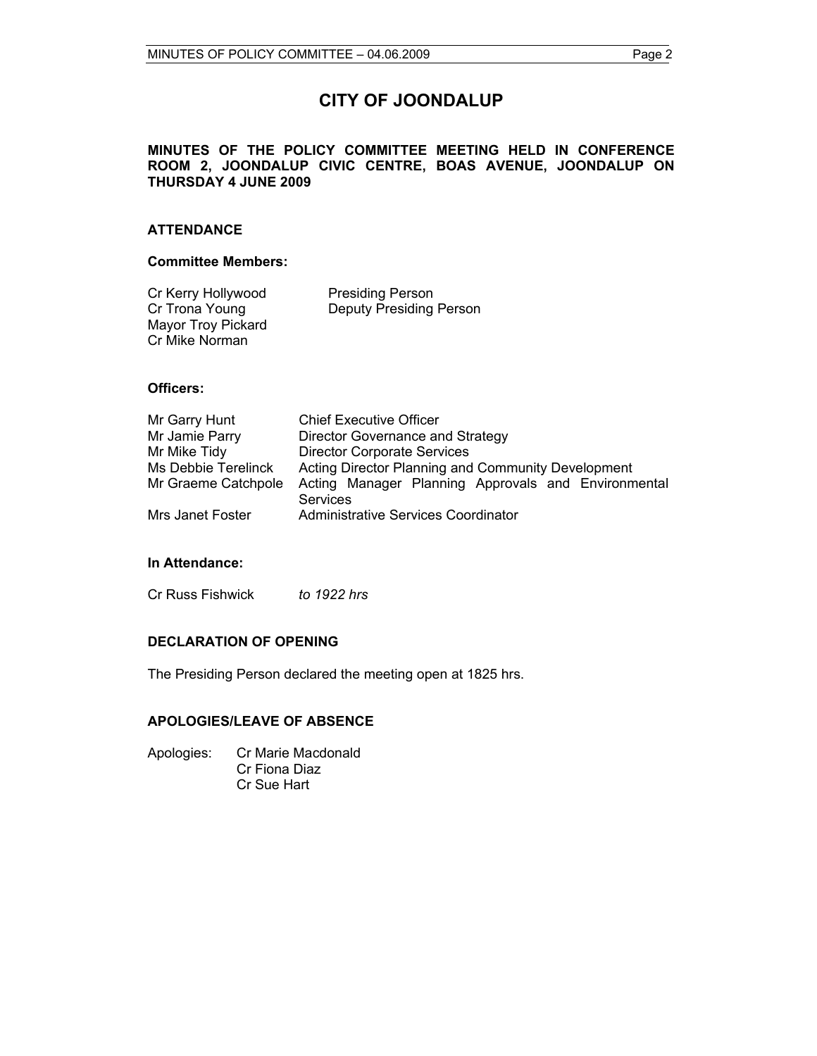# CITY OF JOONDALUP

**MINUTES OF THE POLICY COMMITTEE MEETING HELD IN CONFERENCE ROOM 2, JOONDALUP CIVIC CENTRE, BOAS AVENUE, JOONDALUP ON THURSDAY 4 JUNE 2009**

## ATTENDANCE

### Committee Members:

| | |
|---|---|
| Cr Kerry Hollywood | Presiding Person |
| Cr Trona Young | Deputy Presiding Person |
| Mayor Troy Pickard | |
| Cr Mike Norman | |

### Officers:

| | |
|---|---|
| Mr Garry Hunt | Chief Executive Officer |
| Mr Jamie Parry | Director Governance and Strategy |
| Mr Mike Tidy | Director Corporate Services |
| Ms Debbie Terelinck | Acting Director Planning and Community Development |
| Mr Graeme Catchpole | Acting Manager Planning Approvals and Environmental Services |
| Mrs Janet Foster | Administrative Services Coordinator |

### In Attendance:

| | |
|---|---|
| Cr Russ Fishwick | *to 1922 hrs* |

## DECLARATION OF OPENING

The Presiding Person declared the meeting open at 1825 hrs.

## APOLOGIES/LEAVE OF ABSENCE

Apologies: Cr Marie Macdonald
Cr Fiona Diaz
Cr Sue Hart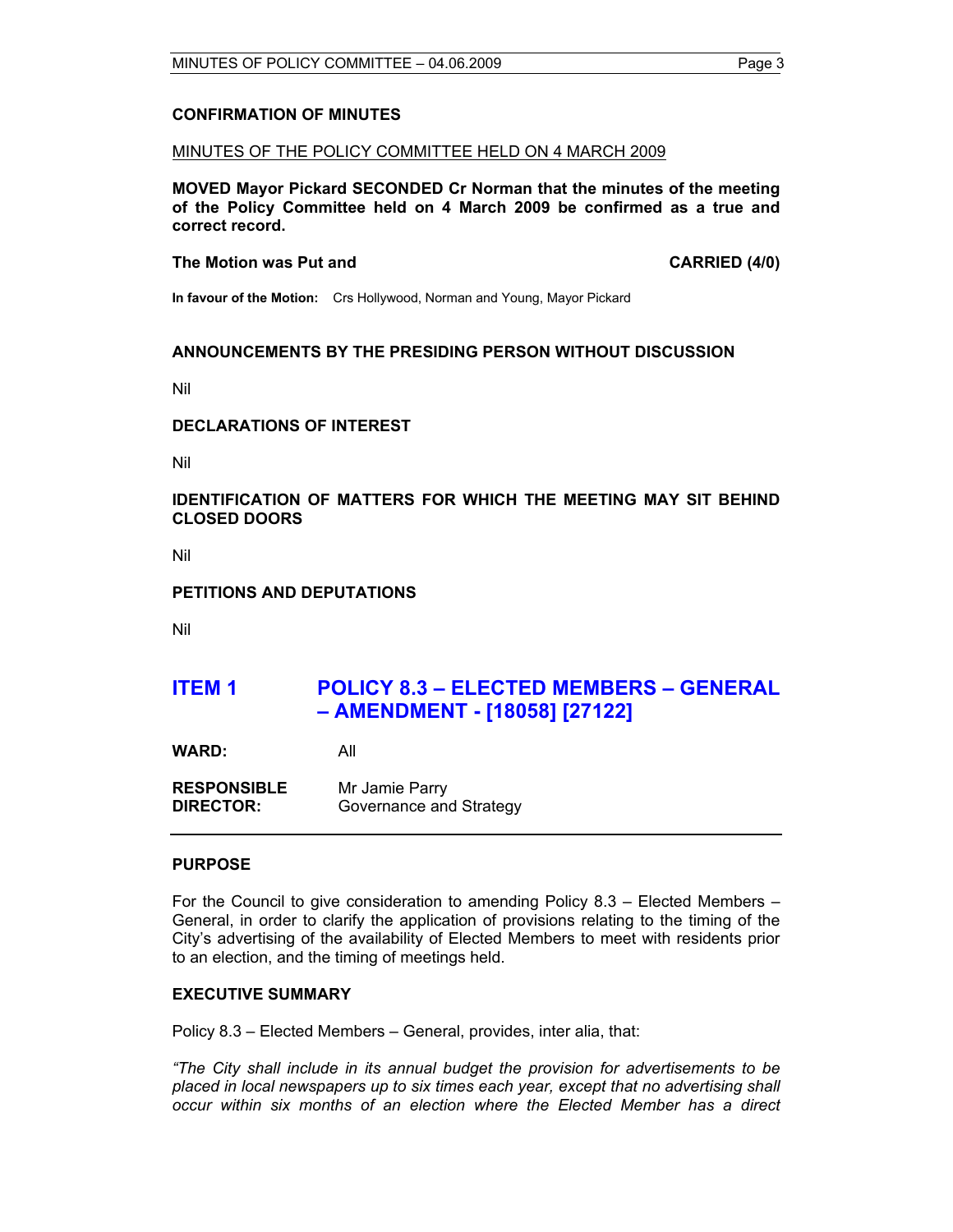## CONFIRMATION OF MINUTES

MINUTES OF THE POLICY COMMITTEE HELD ON 4 MARCH 2009

**MOVED Mayor Pickard SECONDED Cr Norman that the minutes of the meeting of the Policy Committee held on 4 March 2009 be confirmed as a true and correct record.**

**The Motion was Put and CARRIED (4/0)**

**In favour of the Motion:** Crs Hollywood, Norman and Young, Mayor Pickard

## ANNOUNCEMENTS BY THE PRESIDING PERSON WITHOUT DISCUSSION

Nil

## DECLARATIONS OF INTEREST

Nil

## IDENTIFICATION OF MATTERS FOR WHICH THE MEETING MAY SIT BEHIND CLOSED DOORS

Nil

## PETITIONS AND DEPUTATIONS

Nil

# ITEM 1 POLICY 8.3 – ELECTED MEMBERS – GENERAL – AMENDMENT - [18058] [27122]

**WARD:** All

**RESPONSIBLE DIRECTOR:** Mr Jamie Parry
Governance and Strategy

## PURPOSE

For the Council to give consideration to amending Policy 8.3 – Elected Members – General, in order to clarify the application of provisions relating to the timing of the City's advertising of the availability of Elected Members to meet with residents prior to an election, and the timing of meetings held.

## EXECUTIVE SUMMARY

Policy 8.3 – Elected Members – General, provides, inter alia, that:

*"The City shall include in its annual budget the provision for advertisements to be placed in local newspapers up to six times each year, except that no advertising shall occur within six months of an election where the Elected Member has a direct*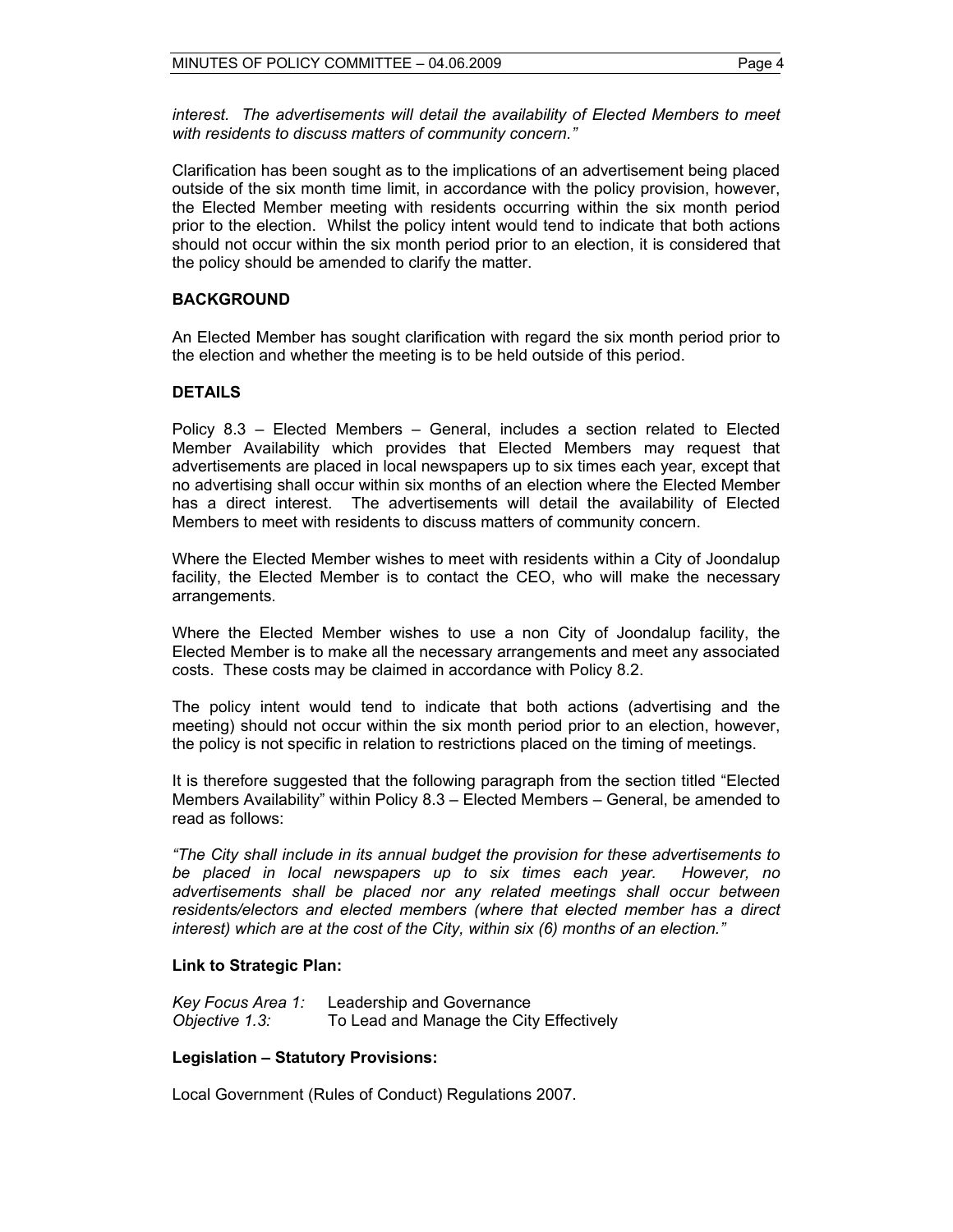*interest. The advertisements will detail the availability of Elected Members to meet with residents to discuss matters of community concern."*

Clarification has been sought as to the implications of an advertisement being placed outside of the six month time limit, in accordance with the policy provision, however, the Elected Member meeting with residents occurring within the six month period prior to the election. Whilst the policy intent would tend to indicate that both actions should not occur within the six month period prior to an election, it is considered that the policy should be amended to clarify the matter.

**BACKGROUND**

An Elected Member has sought clarification with regard the six month period prior to the election and whether the meeting is to be held outside of this period.

**DETAILS**

Policy 8.3 – Elected Members – General, includes a section related to Elected Member Availability which provides that Elected Members may request that advertisements are placed in local newspapers up to six times each year, except that no advertising shall occur within six months of an election where the Elected Member has a direct interest. The advertisements will detail the availability of Elected Members to meet with residents to discuss matters of community concern.

Where the Elected Member wishes to meet with residents within a City of Joondalup facility, the Elected Member is to contact the CEO, who will make the necessary arrangements.

Where the Elected Member wishes to use a non City of Joondalup facility, the Elected Member is to make all the necessary arrangements and meet any associated costs. These costs may be claimed in accordance with Policy 8.2.

The policy intent would tend to indicate that both actions (advertising and the meeting) should not occur within the six month period prior to an election, however, the policy is not specific in relation to restrictions placed on the timing of meetings.

It is therefore suggested that the following paragraph from the section titled "Elected Members Availability" within Policy 8.3 – Elected Members – General, be amended to read as follows:

*"The City shall include in its annual budget the provision for these advertisements to be placed in local newspapers up to six times each year. However, no advertisements shall be placed nor any related meetings shall occur between residents/electors and elected members (where that elected member has a direct interest) which are at the cost of the City, within six (6) months of an election."*

**Link to Strategic Plan:**

*Key Focus Area 1:* Leadership and Governance
*Objective 1.3:* To Lead and Manage the City Effectively

**Legislation – Statutory Provisions:**

Local Government (Rules of Conduct) Regulations 2007.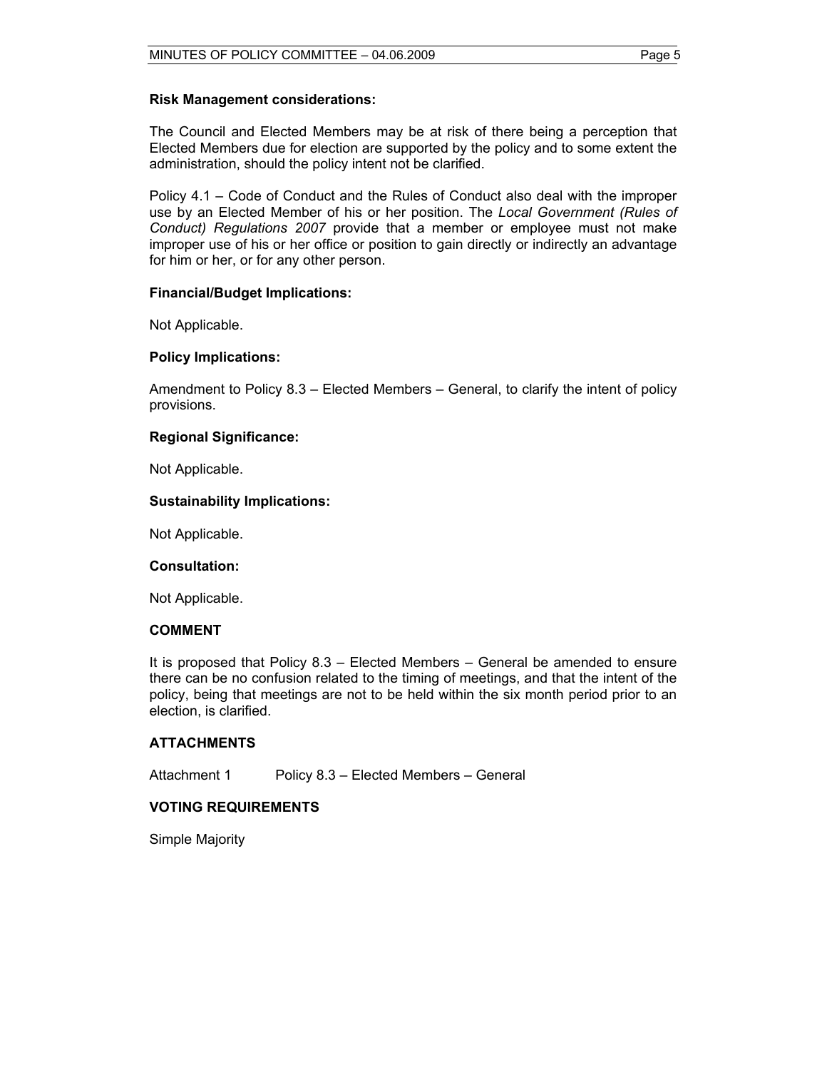**Risk Management considerations:**

The Council and Elected Members may be at risk of there being a perception that Elected Members due for election are supported by the policy and to some extent the administration, should the policy intent not be clarified.

Policy 4.1 – Code of Conduct and the Rules of Conduct also deal with the improper use by an Elected Member of his or her position. The *Local Government (Rules of Conduct) Regulations 2007* provide that a member or employee must not make improper use of his or her office or position to gain directly or indirectly an advantage for him or her, or for any other person.

**Financial/Budget Implications:**

Not Applicable.

**Policy Implications:**

Amendment to Policy 8.3 – Elected Members – General, to clarify the intent of policy provisions.

**Regional Significance:**

Not Applicable.

**Sustainability Implications:**

Not Applicable.

**Consultation:**

Not Applicable.

## COMMENT

It is proposed that Policy 8.3 – Elected Members – General be amended to ensure there can be no confusion related to the timing of meetings, and that the intent of the policy, being that meetings are not to be held within the six month period prior to an election, is clarified.

## ATTACHMENTS

Attachment 1 Policy 8.3 – Elected Members – General

## VOTING REQUIREMENTS

Simple Majority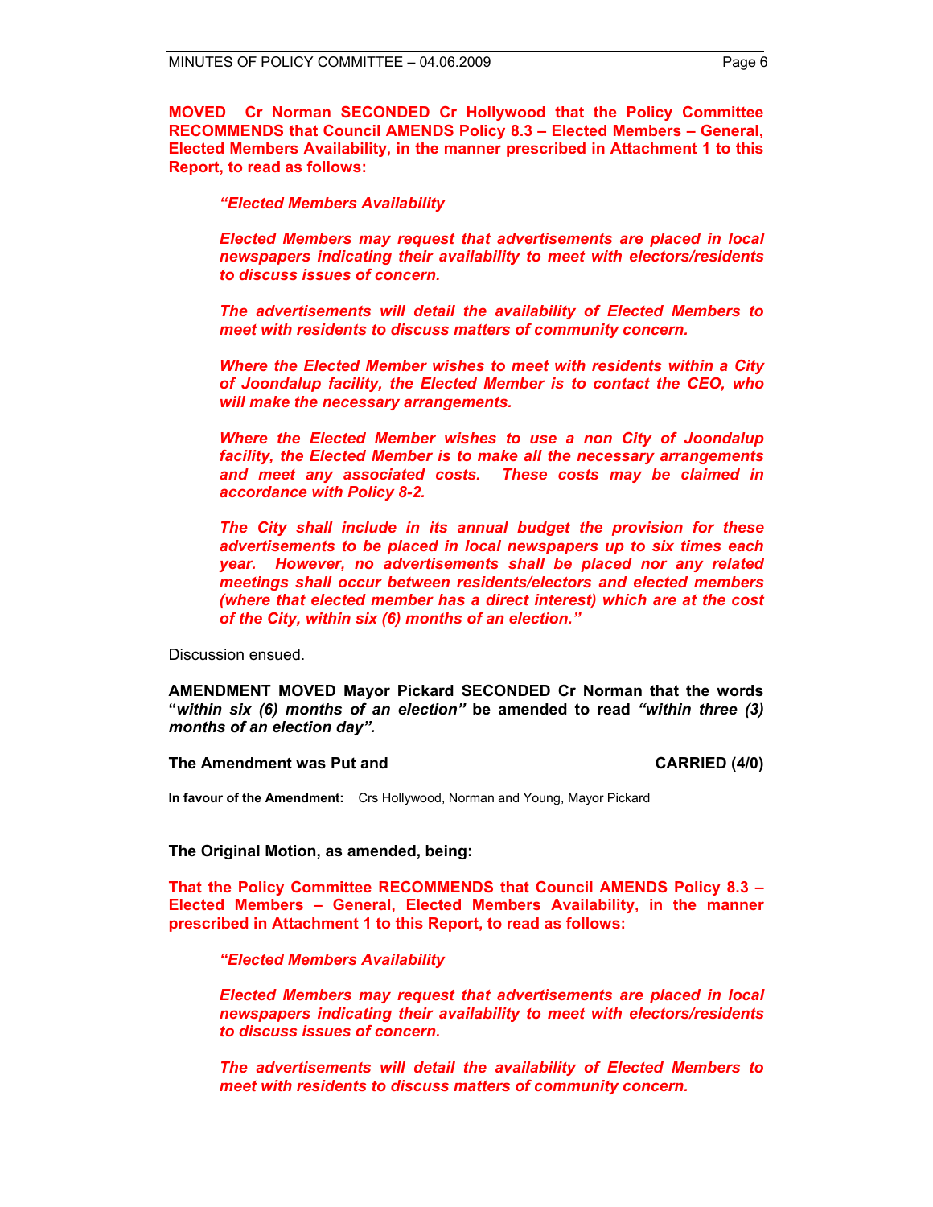**MOVED Cr Norman SECONDED Cr Hollywood that the Policy Committee RECOMMENDS that Council AMENDS Policy 8.3 – Elected Members – General, Elected Members Availability, in the manner prescribed in Attachment 1 to this Report, to read as follows:**

> ***"Elected Members Availability***
>
> ***Elected Members may request that advertisements are placed in local newspapers indicating their availability to meet with electors/residents to discuss issues of concern.***
>
> ***The advertisements will detail the availability of Elected Members to meet with residents to discuss matters of community concern.***
>
> ***Where the Elected Member wishes to meet with residents within a City of Joondalup facility, the Elected Member is to contact the CEO, who will make the necessary arrangements.***
>
> ***Where the Elected Member wishes to use a non City of Joondalup facility, the Elected Member is to make all the necessary arrangements and meet any associated costs. These costs may be claimed in accordance with Policy 8-2.***
>
> ***The City shall include in its annual budget the provision for these advertisements to be placed in local newspapers up to six times each year. However, no advertisements shall be placed nor any related meetings shall occur between residents/electors and elected members (where that elected member has a direct interest) which are at the cost of the City, within six (6) months of an election."***

Discussion ensued.

**AMENDMENT MOVED Mayor Pickard SECONDED Cr Norman that the words "*within six (6) months of an election"* be amended to read *"within three (3) months of an election day".***

**The Amendment was Put and CARRIED (4/0)**

**In favour of the Amendment:** Crs Hollywood, Norman and Young, Mayor Pickard

**The Original Motion, as amended, being:**

**That the Policy Committee RECOMMENDS that Council AMENDS Policy 8.3 – Elected Members – General, Elected Members Availability, in the manner prescribed in Attachment 1 to this Report, to read as follows:**

> ***"Elected Members Availability***
>
> ***Elected Members may request that advertisements are placed in local newspapers indicating their availability to meet with electors/residents to discuss issues of concern.***
>
> ***The advertisements will detail the availability of Elected Members to meet with residents to discuss matters of community concern.***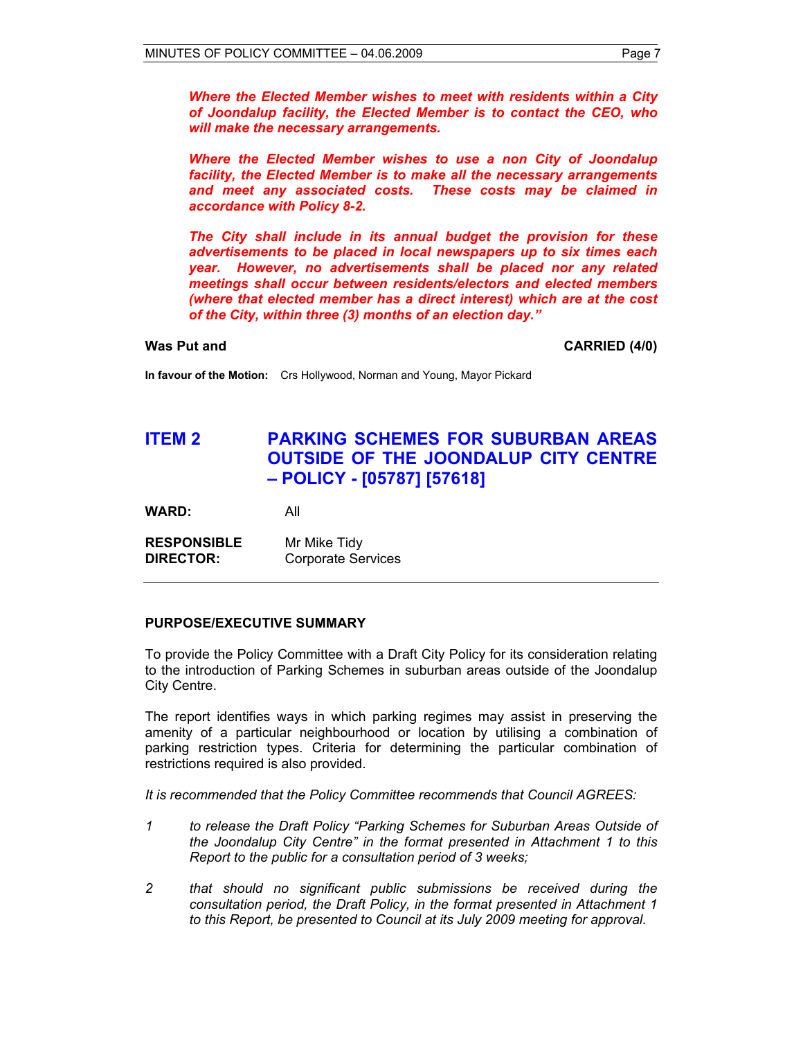***Where the Elected Member wishes to meet with residents within a City of Joondalup facility, the Elected Member is to contact the CEO, who will make the necessary arrangements.***

***Where the Elected Member wishes to use a non City of Joondalup facility, the Elected Member is to make all the necessary arrangements and meet any associated costs. These costs may be claimed in accordance with Policy 8-2.***

***The City shall include in its annual budget the provision for these advertisements to be placed in local newspapers up to six times each year. However, no advertisements shall be placed nor any related meetings shall occur between residents/electors and elected members (where that elected member has a direct interest) which are at the cost of the City, within three (3) months of an election day.”***

**Was Put and** **CARRIED (4/0)**

**In favour of the Motion:** Crs Hollywood, Norman and Young, Mayor Pickard

## ITEM 2 PARKING SCHEMES FOR SUBURBAN AREAS OUTSIDE OF THE JOONDALUP CITY CENTRE – POLICY - [05787] [57618]

**WARD:** All

**RESPONSIBLE DIRECTOR:** Mr Mike Tidy, Corporate Services

### PURPOSE/EXECUTIVE SUMMARY

To provide the Policy Committee with a Draft City Policy for its consideration relating to the introduction of Parking Schemes in suburban areas outside of the Joondalup City Centre.

The report identifies ways in which parking regimes may assist in preserving the amenity of a particular neighbourhood or location by utilising a combination of parking restriction types. Criteria for determining the particular combination of restrictions required is also provided.

*It is recommended that the Policy Committee recommends that Council AGREES:*

1. *to release the Draft Policy “Parking Schemes for Suburban Areas Outside of the Joondalup City Centre” in the format presented in Attachment 1 to this Report to the public for a consultation period of 3 weeks;*

2. *that should no significant public submissions be received during the consultation period, the Draft Policy, in the format presented in Attachment 1 to this Report, be presented to Council at its July 2009 meeting for approval.*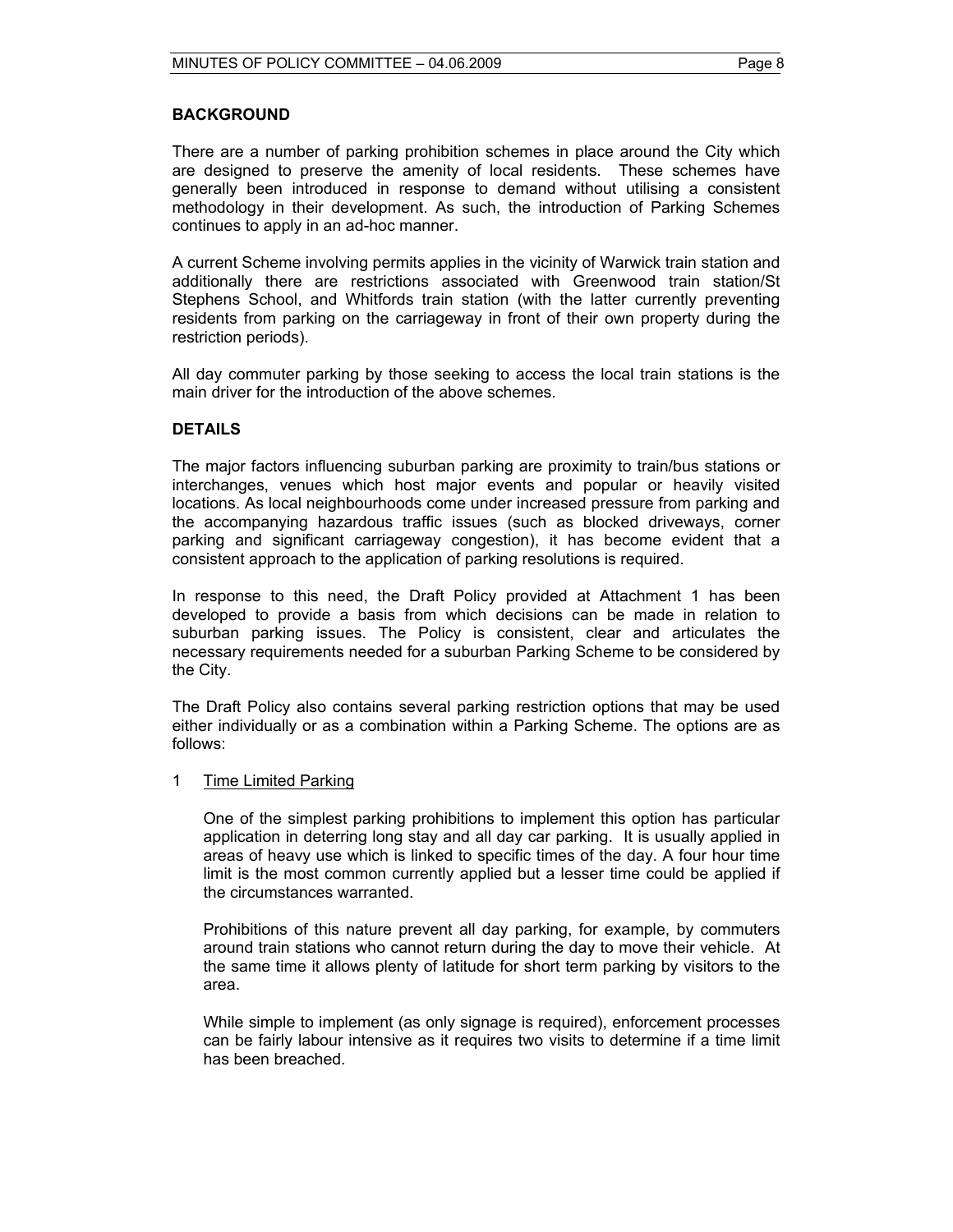## BACKGROUND

There are a number of parking prohibition schemes in place around the City which are designed to preserve the amenity of local residents. These schemes have generally been introduced in response to demand without utilising a consistent methodology in their development. As such, the introduction of Parking Schemes continues to apply in an ad-hoc manner.

A current Scheme involving permits applies in the vicinity of Warwick train station and additionally there are restrictions associated with Greenwood train station/St Stephens School, and Whitfords train station (with the latter currently preventing residents from parking on the carriageway in front of their own property during the restriction periods).

All day commuter parking by those seeking to access the local train stations is the main driver for the introduction of the above schemes.

## DETAILS

The major factors influencing suburban parking are proximity to train/bus stations or interchanges, venues which host major events and popular or heavily visited locations. As local neighbourhoods come under increased pressure from parking and the accompanying hazardous traffic issues (such as blocked driveways, corner parking and significant carriageway congestion), it has become evident that a consistent approach to the application of parking resolutions is required.

In response to this need, the Draft Policy provided at Attachment 1 has been developed to provide a basis from which decisions can be made in relation to suburban parking issues. The Policy is consistent, clear and articulates the necessary requirements needed for a suburban Parking Scheme to be considered by the City.

The Draft Policy also contains several parking restriction options that may be used either individually or as a combination within a Parking Scheme. The options are as follows:

1 Time Limited Parking

One of the simplest parking prohibitions to implement this option has particular application in deterring long stay and all day car parking. It is usually applied in areas of heavy use which is linked to specific times of the day. A four hour time limit is the most common currently applied but a lesser time could be applied if the circumstances warranted.

Prohibitions of this nature prevent all day parking, for example, by commuters around train stations who cannot return during the day to move their vehicle. At the same time it allows plenty of latitude for short term parking by visitors to the area.

While simple to implement (as only signage is required), enforcement processes can be fairly labour intensive as it requires two visits to determine if a time limit has been breached.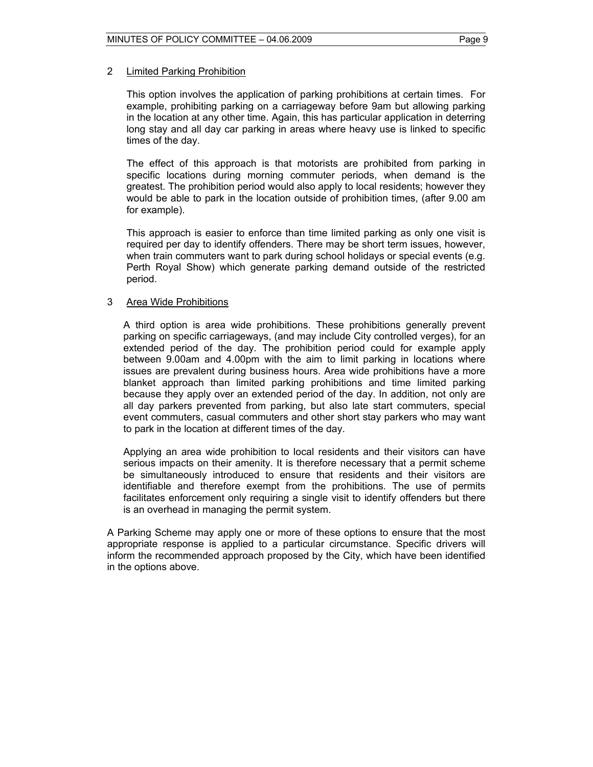2 Limited Parking Prohibition

This option involves the application of parking prohibitions at certain times. For example, prohibiting parking on a carriageway before 9am but allowing parking in the location at any other time. Again, this has particular application in deterring long stay and all day car parking in areas where heavy use is linked to specific times of the day.

The effect of this approach is that motorists are prohibited from parking in specific locations during morning commuter periods, when demand is the greatest. The prohibition period would also apply to local residents; however they would be able to park in the location outside of prohibition times, (after 9.00 am for example).

This approach is easier to enforce than time limited parking as only one visit is required per day to identify offenders. There may be short term issues, however, when train commuters want to park during school holidays or special events (e.g. Perth Royal Show) which generate parking demand outside of the restricted period.

3 Area Wide Prohibitions

A third option is area wide prohibitions. These prohibitions generally prevent parking on specific carriageways, (and may include City controlled verges), for an extended period of the day. The prohibition period could for example apply between 9.00am and 4.00pm with the aim to limit parking in locations where issues are prevalent during business hours. Area wide prohibitions have a more blanket approach than limited parking prohibitions and time limited parking because they apply over an extended period of the day. In addition, not only are all day parkers prevented from parking, but also late start commuters, special event commuters, casual commuters and other short stay parkers who may want to park in the location at different times of the day.

Applying an area wide prohibition to local residents and their visitors can have serious impacts on their amenity. It is therefore necessary that a permit scheme be simultaneously introduced to ensure that residents and their visitors are identifiable and therefore exempt from the prohibitions. The use of permits facilitates enforcement only requiring a single visit to identify offenders but there is an overhead in managing the permit system.

A Parking Scheme may apply one or more of these options to ensure that the most appropriate response is applied to a particular circumstance. Specific drivers will inform the recommended approach proposed by the City, which have been identified in the options above.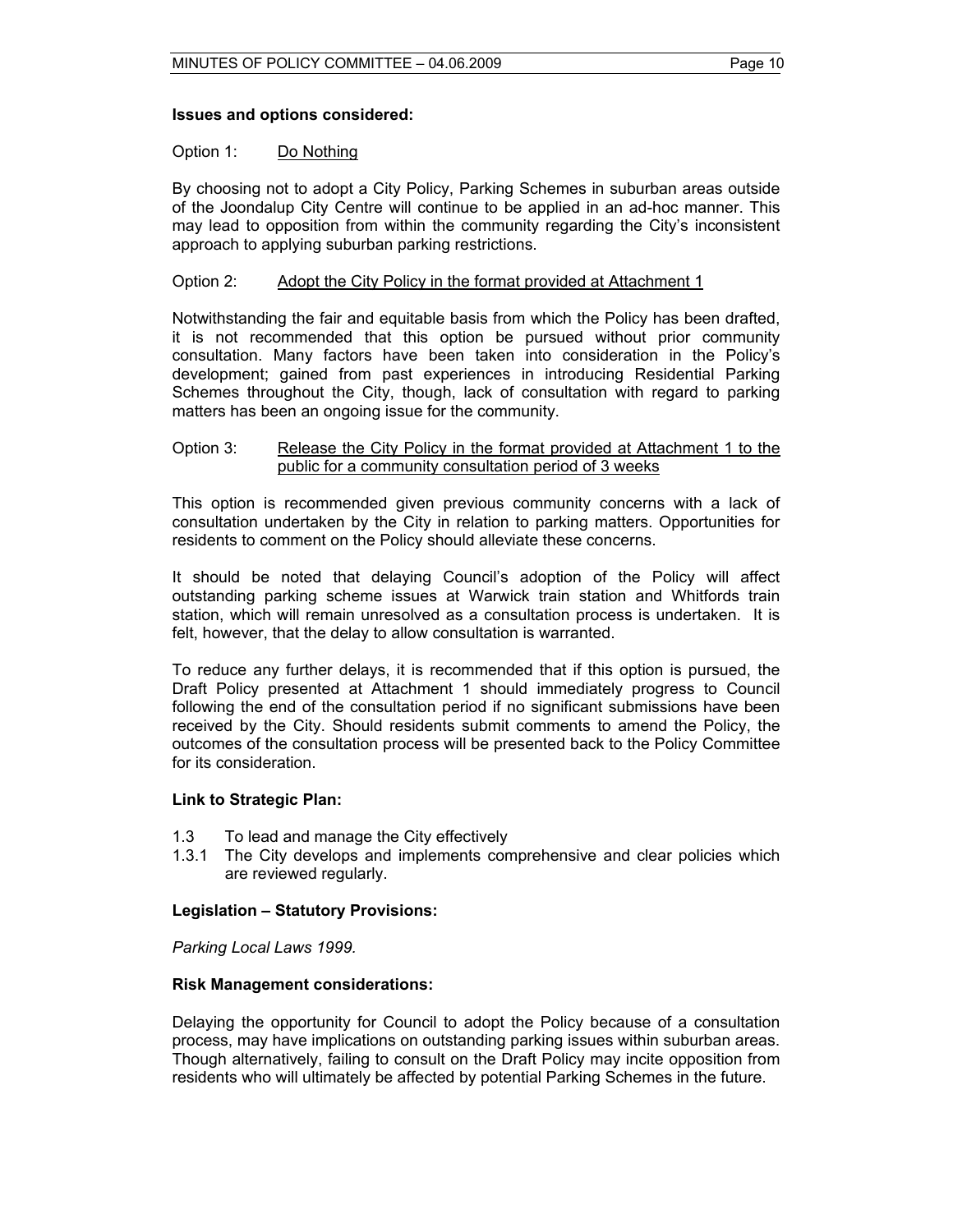**Issues and options considered:**

Option 1: Do Nothing

By choosing not to adopt a City Policy, Parking Schemes in suburban areas outside of the Joondalup City Centre will continue to be applied in an ad-hoc manner. This may lead to opposition from within the community regarding the City's inconsistent approach to applying suburban parking restrictions.

Option 2: Adopt the City Policy in the format provided at Attachment 1

Notwithstanding the fair and equitable basis from which the Policy has been drafted, it is not recommended that this option be pursued without prior community consultation. Many factors have been taken into consideration in the Policy's development; gained from past experiences in introducing Residential Parking Schemes throughout the City, though, lack of consultation with regard to parking matters has been an ongoing issue for the community.

Option 3: Release the City Policy in the format provided at Attachment 1 to the public for a community consultation period of 3 weeks

This option is recommended given previous community concerns with a lack of consultation undertaken by the City in relation to parking matters. Opportunities for residents to comment on the Policy should alleviate these concerns.

It should be noted that delaying Council's adoption of the Policy will affect outstanding parking scheme issues at Warwick train station and Whitfords train station, which will remain unresolved as a consultation process is undertaken. It is felt, however, that the delay to allow consultation is warranted.

To reduce any further delays, it is recommended that if this option is pursued, the Draft Policy presented at Attachment 1 should immediately progress to Council following the end of the consultation period if no significant submissions have been received by the City. Should residents submit comments to amend the Policy, the outcomes of the consultation process will be presented back to the Policy Committee for its consideration.

**Link to Strategic Plan:**

1.3 To lead and manage the City effectively

1.3.1 The City develops and implements comprehensive and clear policies which are reviewed regularly.

**Legislation – Statutory Provisions:**

*Parking Local Laws 1999.*

**Risk Management considerations:**

Delaying the opportunity for Council to adopt the Policy because of a consultation process, may have implications on outstanding parking issues within suburban areas. Though alternatively, failing to consult on the Draft Policy may incite opposition from residents who will ultimately be affected by potential Parking Schemes in the future.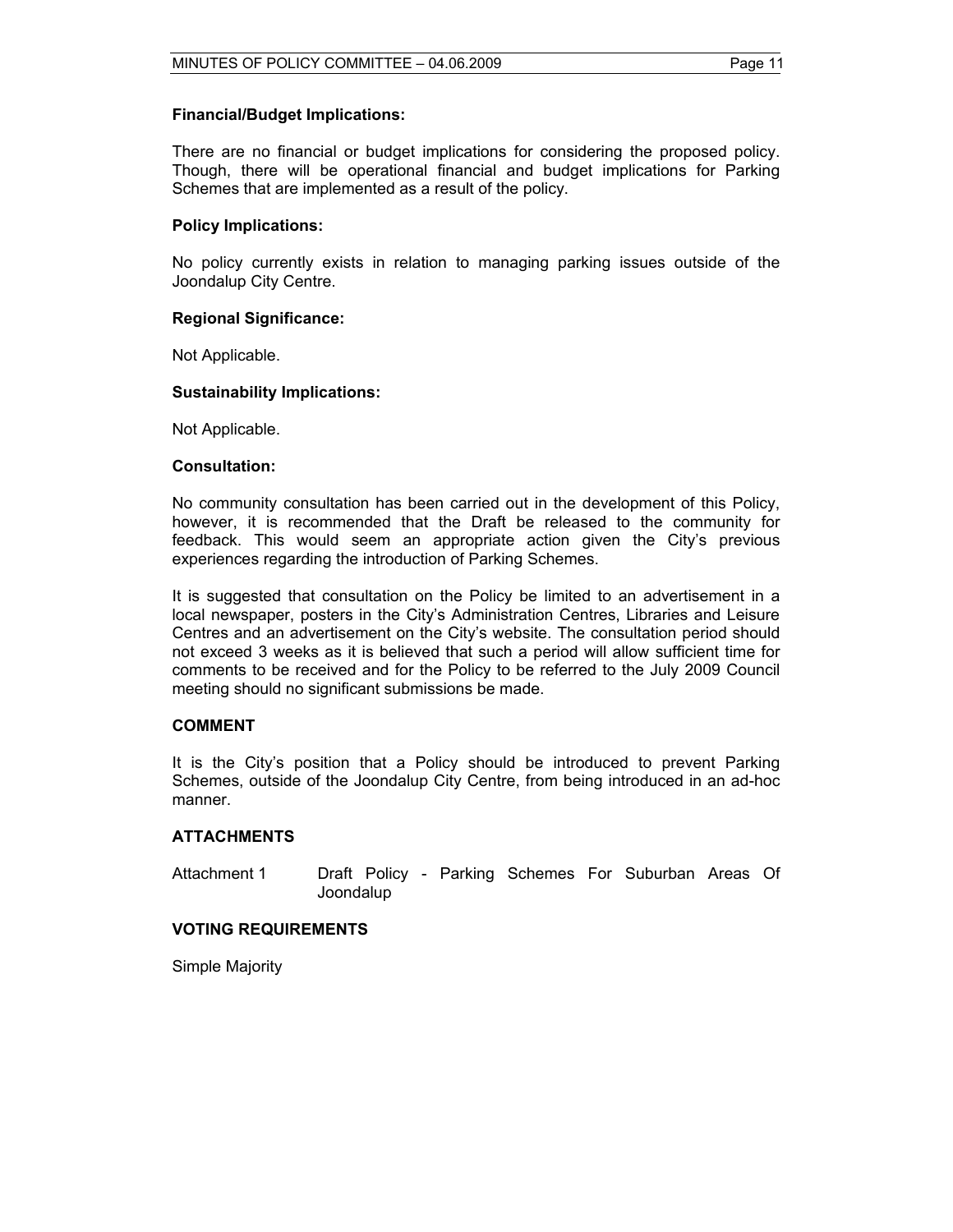**Financial/Budget Implications:**

There are no financial or budget implications for considering the proposed policy. Though, there will be operational financial and budget implications for Parking Schemes that are implemented as a result of the policy.

**Policy Implications:**

No policy currently exists in relation to managing parking issues outside of the Joondalup City Centre.

**Regional Significance:**

Not Applicable.

**Sustainability Implications:**

Not Applicable.

**Consultation:**

No community consultation has been carried out in the development of this Policy, however, it is recommended that the Draft be released to the community for feedback. This would seem an appropriate action given the City's previous experiences regarding the introduction of Parking Schemes.

It is suggested that consultation on the Policy be limited to an advertisement in a local newspaper, posters in the City's Administration Centres, Libraries and Leisure Centres and an advertisement on the City's website. The consultation period should not exceed 3 weeks as it is believed that such a period will allow sufficient time for comments to be received and for the Policy to be referred to the July 2009 Council meeting should no significant submissions be made.

**COMMENT**

It is the City's position that a Policy should be introduced to prevent Parking Schemes, outside of the Joondalup City Centre, from being introduced in an ad-hoc manner.

**ATTACHMENTS**

Attachment 1 Draft Policy - Parking Schemes For Suburban Areas Of Joondalup

**VOTING REQUIREMENTS**

Simple Majority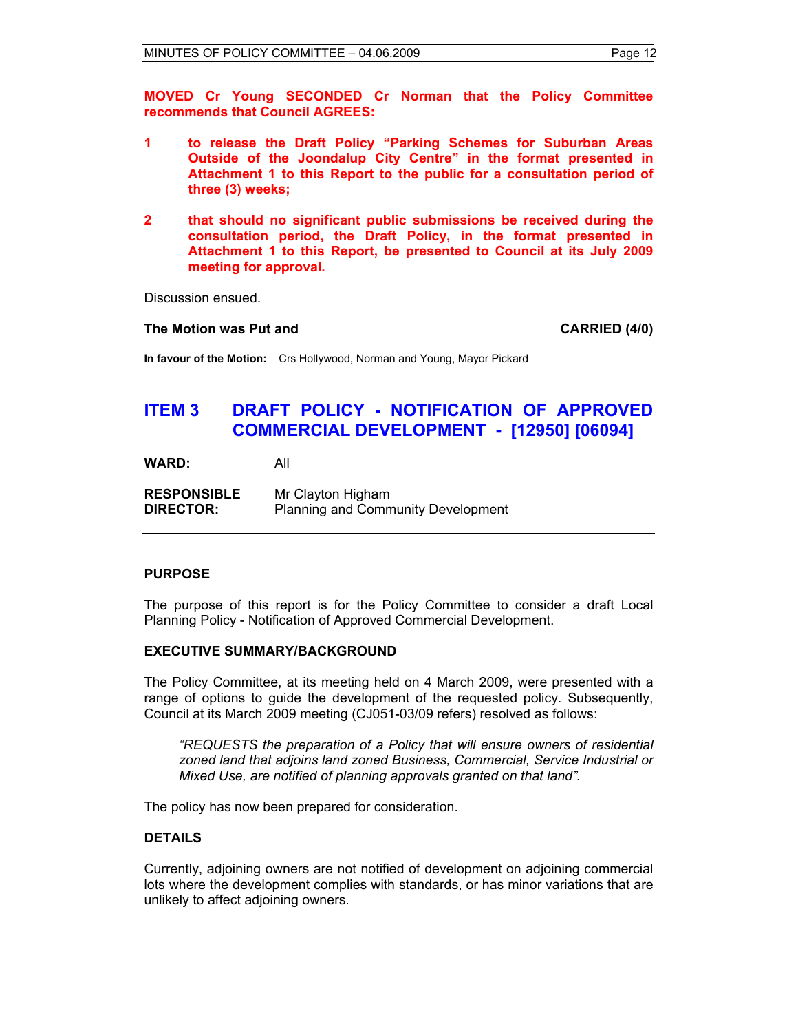**MOVED Cr Young SECONDED Cr Norman that the Policy Committee recommends that Council AGREES:**

1. **to release the Draft Policy "Parking Schemes for Suburban Areas Outside of the Joondalup City Centre" in the format presented in Attachment 1 to this Report to the public for a consultation period of three (3) weeks;**

2. **that should no significant public submissions be received during the consultation period, the Draft Policy, in the format presented in Attachment 1 to this Report, be presented to Council at its July 2009 meeting for approval.**

Discussion ensued.

**The Motion was Put and CARRIED (4/0)**

**In favour of the Motion:** Crs Hollywood, Norman and Young, Mayor Pickard

## ITEM 3 DRAFT POLICY - NOTIFICATION OF APPROVED COMMERCIAL DEVELOPMENT - [12950] [06094]

**WARD:** All

**RESPONSIBLE DIRECTOR:** Mr Clayton Higham
Planning and Community Development

### PURPOSE

The purpose of this report is for the Policy Committee to consider a draft Local Planning Policy - Notification of Approved Commercial Development.

### EXECUTIVE SUMMARY/BACKGROUND

The Policy Committee, at its meeting held on 4 March 2009, were presented with a range of options to guide the development of the requested policy. Subsequently, Council at its March 2009 meeting (CJ051-03/09 refers) resolved as follows:

> *"REQUESTS the preparation of a Policy that will ensure owners of residential zoned land that adjoins land zoned Business, Commercial, Service Industrial or Mixed Use, are notified of planning approvals granted on that land".*

The policy has now been prepared for consideration.

### DETAILS

Currently, adjoining owners are not notified of development on adjoining commercial lots where the development complies with standards, or has minor variations that are unlikely to affect adjoining owners.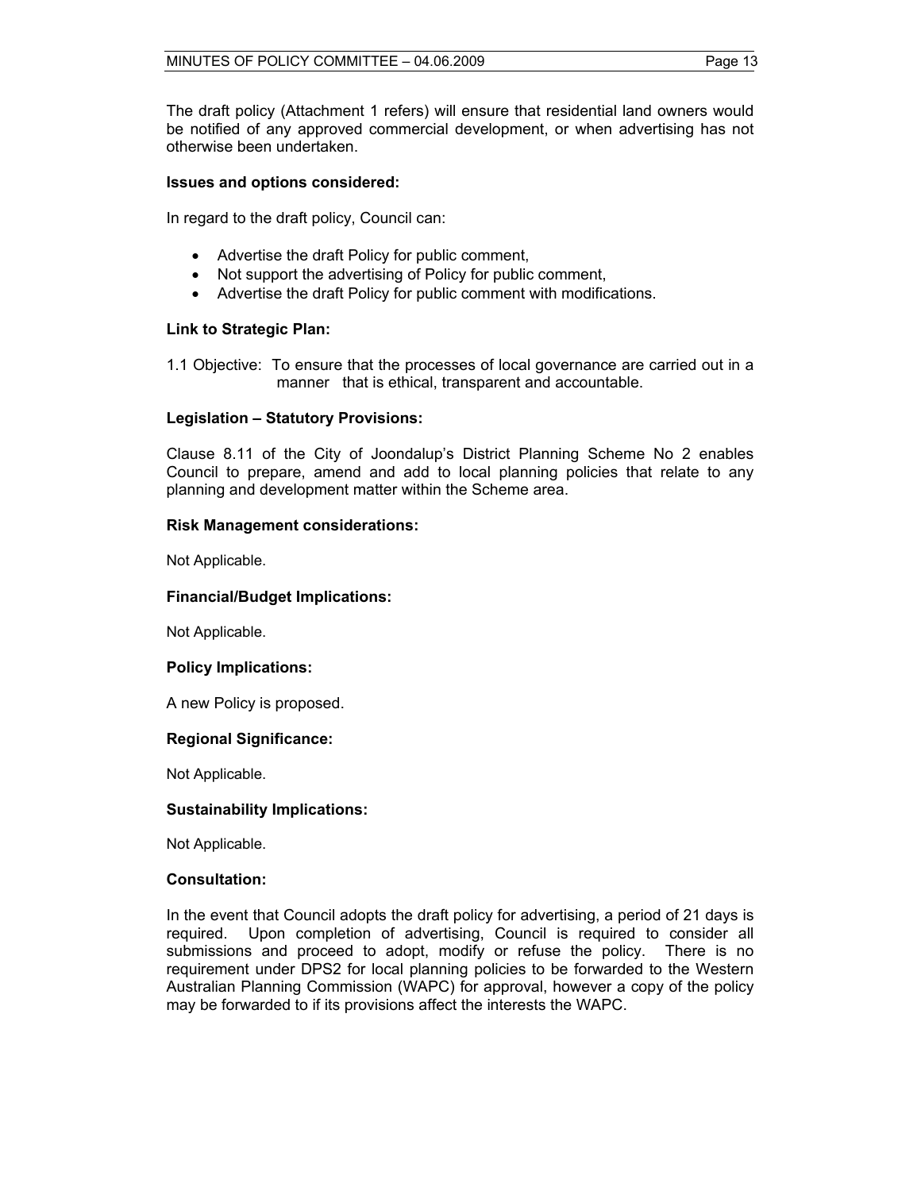The draft policy (Attachment 1 refers) will ensure that residential land owners would be notified of any approved commercial development, or when advertising has not otherwise been undertaken.

**Issues and options considered:**

In regard to the draft policy, Council can:

- Advertise the draft Policy for public comment,
- Not support the advertising of Policy for public comment,
- Advertise the draft Policy for public comment with modifications.

**Link to Strategic Plan:**

1.1 Objective: To ensure that the processes of local governance are carried out in a manner that is ethical, transparent and accountable.

**Legislation – Statutory Provisions:**

Clause 8.11 of the City of Joondalup's District Planning Scheme No 2 enables Council to prepare, amend and add to local planning policies that relate to any planning and development matter within the Scheme area.

**Risk Management considerations:**

Not Applicable.

**Financial/Budget Implications:**

Not Applicable.

**Policy Implications:**

A new Policy is proposed.

**Regional Significance:**

Not Applicable.

**Sustainability Implications:**

Not Applicable.

**Consultation:**

In the event that Council adopts the draft policy for advertising, a period of 21 days is required. Upon completion of advertising, Council is required to consider all submissions and proceed to adopt, modify or refuse the policy. There is no requirement under DPS2 for local planning policies to be forwarded to the Western Australian Planning Commission (WAPC) for approval, however a copy of the policy may be forwarded to if its provisions affect the interests the WAPC.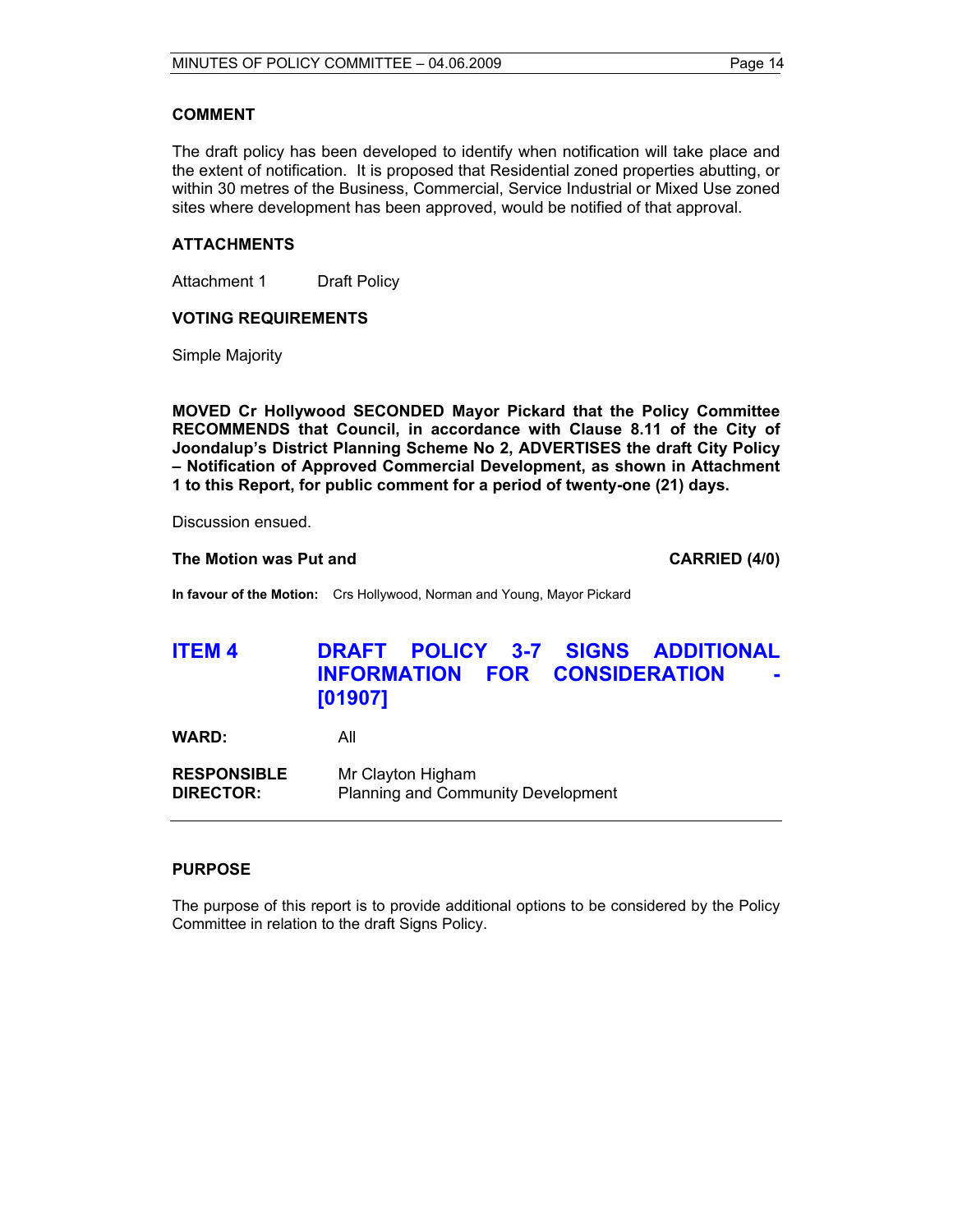### COMMENT

The draft policy has been developed to identify when notification will take place and the extent of notification. It is proposed that Residential zoned properties abutting, or within 30 metres of the Business, Commercial, Service Industrial or Mixed Use zoned sites where development has been approved, would be notified of that approval.

### ATTACHMENTS

Attachment 1 Draft Policy

### VOTING REQUIREMENTS

Simple Majority

**MOVED Cr Hollywood SECONDED Mayor Pickard that the Policy Committee RECOMMENDS that Council, in accordance with Clause 8.11 of the City of Joondalup's District Planning Scheme No 2, ADVERTISES the draft City Policy – Notification of Approved Commercial Development, as shown in Attachment 1 to this Report, for public comment for a period of twenty-one (21) days.**

Discussion ensued.

**The Motion was Put and CARRIED (4/0)**

**In favour of the Motion:** Crs Hollywood, Norman and Young, Mayor Pickard

## ITEM 4 DRAFT POLICY 3-7 SIGNS ADDITIONAL INFORMATION FOR CONSIDERATION - [01907]

**WARD:** All

**RESPONSIBLE DIRECTOR:** Mr Clayton Higham
Planning and Community Development

### PURPOSE

The purpose of this report is to provide additional options to be considered by the Policy Committee in relation to the draft Signs Policy.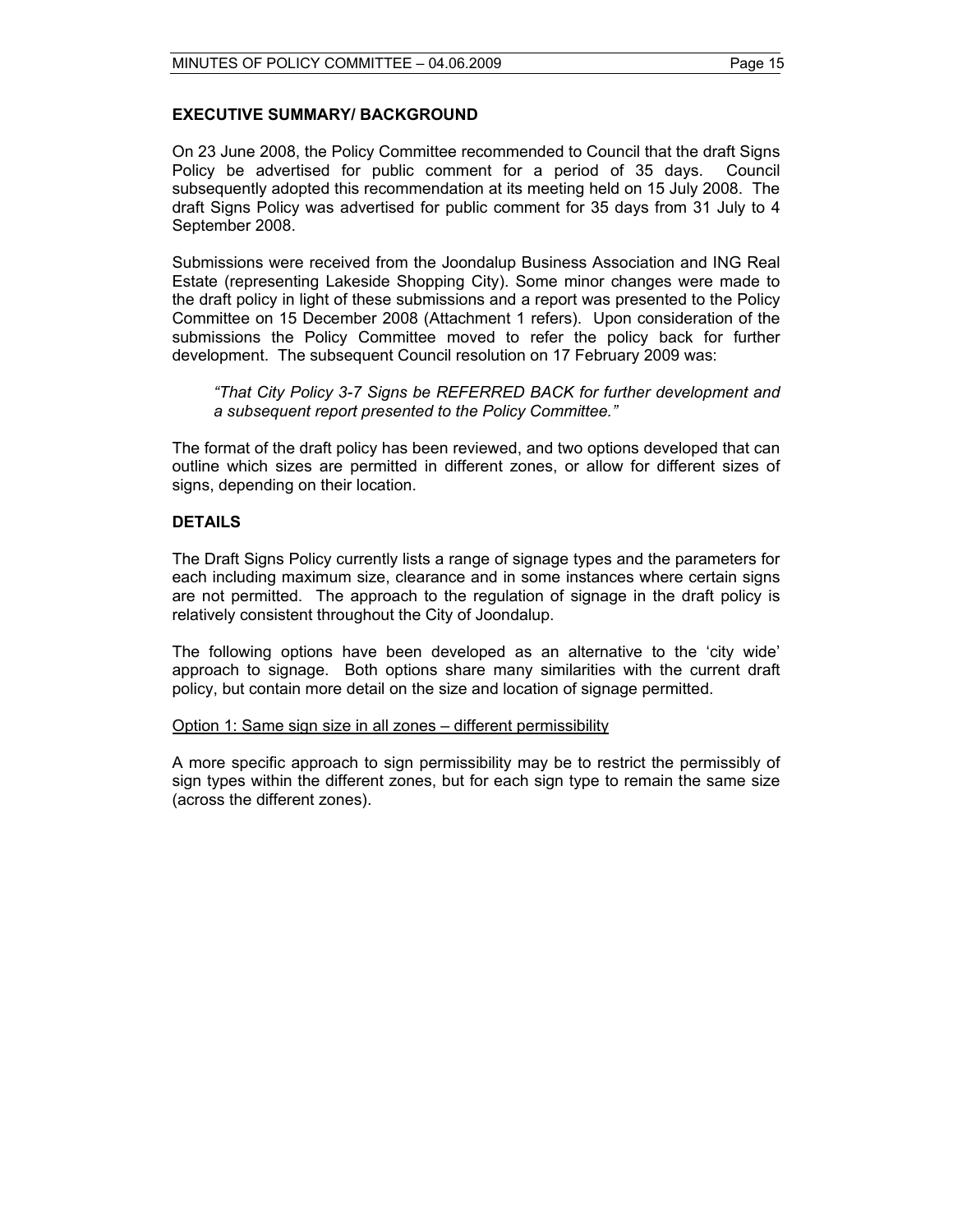## EXECUTIVE SUMMARY/ BACKGROUND

On 23 June 2008, the Policy Committee recommended to Council that the draft Signs Policy be advertised for public comment for a period of 35 days. Council subsequently adopted this recommendation at its meeting held on 15 July 2008. The draft Signs Policy was advertised for public comment for 35 days from 31 July to 4 September 2008.

Submissions were received from the Joondalup Business Association and ING Real Estate (representing Lakeside Shopping City). Some minor changes were made to the draft policy in light of these submissions and a report was presented to the Policy Committee on 15 December 2008 (Attachment 1 refers). Upon consideration of the submissions the Policy Committee moved to refer the policy back for further development. The subsequent Council resolution on 17 February 2009 was:

> *"That City Policy 3-7 Signs be REFERRED BACK for further development and a subsequent report presented to the Policy Committee."*

The format of the draft policy has been reviewed, and two options developed that can outline which sizes are permitted in different zones, or allow for different sizes of signs, depending on their location.

## DETAILS

The Draft Signs Policy currently lists a range of signage types and the parameters for each including maximum size, clearance and in some instances where certain signs are not permitted. The approach to the regulation of signage in the draft policy is relatively consistent throughout the City of Joondalup.

The following options have been developed as an alternative to the 'city wide' approach to signage. Both options share many similarities with the current draft policy, but contain more detail on the size and location of signage permitted.

<u>Option 1: Same sign size in all zones – different permissibility</u>

A more specific approach to sign permissibility may be to restrict the permissibly of sign types within the different zones, but for each sign type to remain the same size (across the different zones).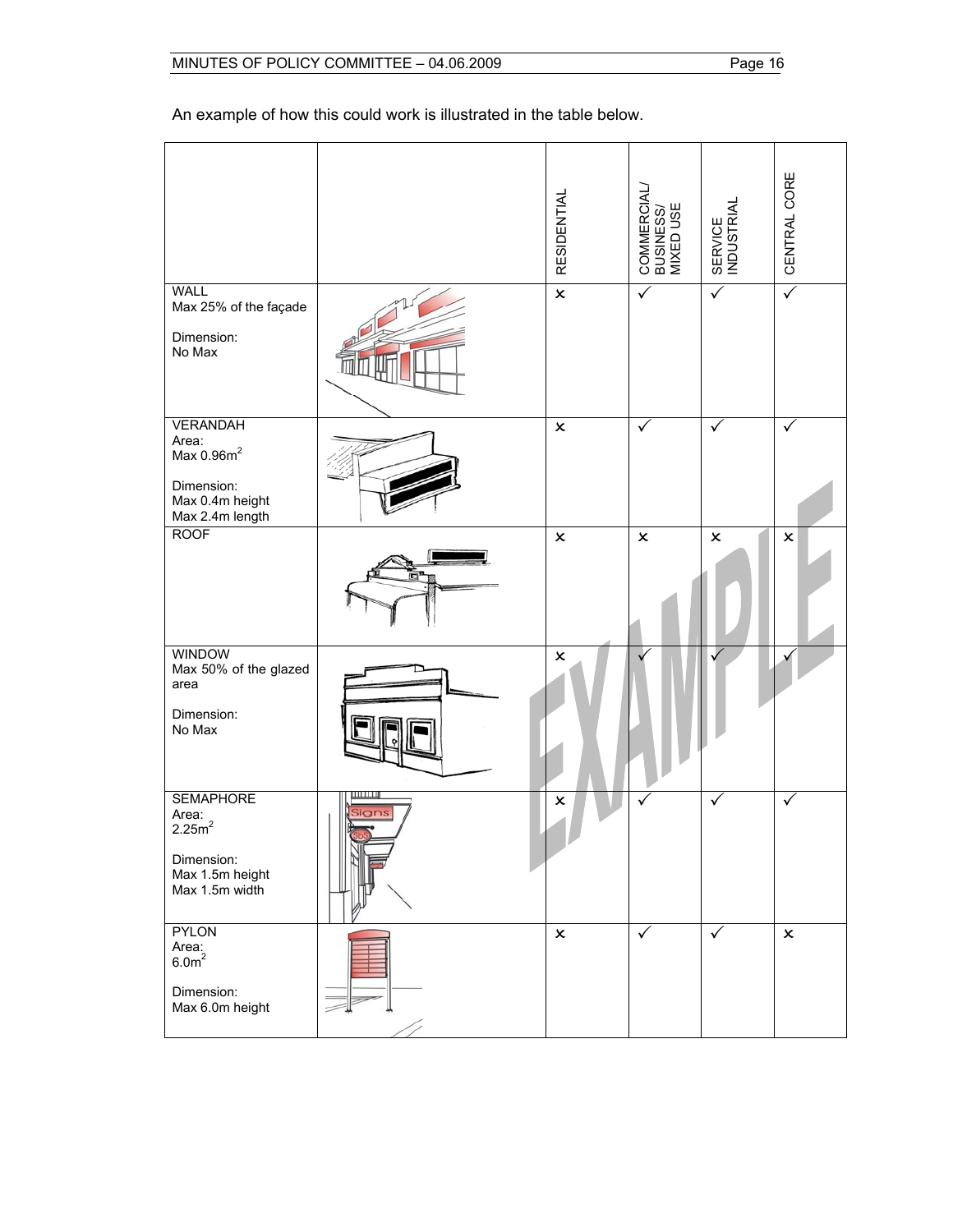An example of how this could work is illustrated in the table below.

| | | RESIDENTIAL | COMMERCIAL/ BUSINESS/ MIXED USE | SERVICE INDUSTRIAL | CENTRAL CORE |
|---|---|---|---|---|---|
| WALL<br>Max 25% of the façade<br><br>Dimension:<br>No Max | | × | ✓ | ✓ | ✓ |
| VERANDAH<br>Area:<br>Max $0.96m^2$<br><br>Dimension:<br>Max 0.4m height<br>Max 2.4m length | | × | ✓ | ✓ | ✓ |
| ROOF | | × | × | × | × |
| WINDOW<br>Max 50% of the glazed area<br><br>Dimension:<br>No Max | | × | ✓ | ✓ | ✓ |
| SEMAPHORE<br>Area:<br>$2.25m^2$<br><br>Dimension:<br>Max 1.5m height<br>Max 1.5m width | | × | ✓ | ✓ | ✓ |
| PYLON<br>Area:<br>$6.0m^2$<br><br>Dimension:<br>Max 6.0m height | | × | ✓ | ✓ | × |

EXAMPLE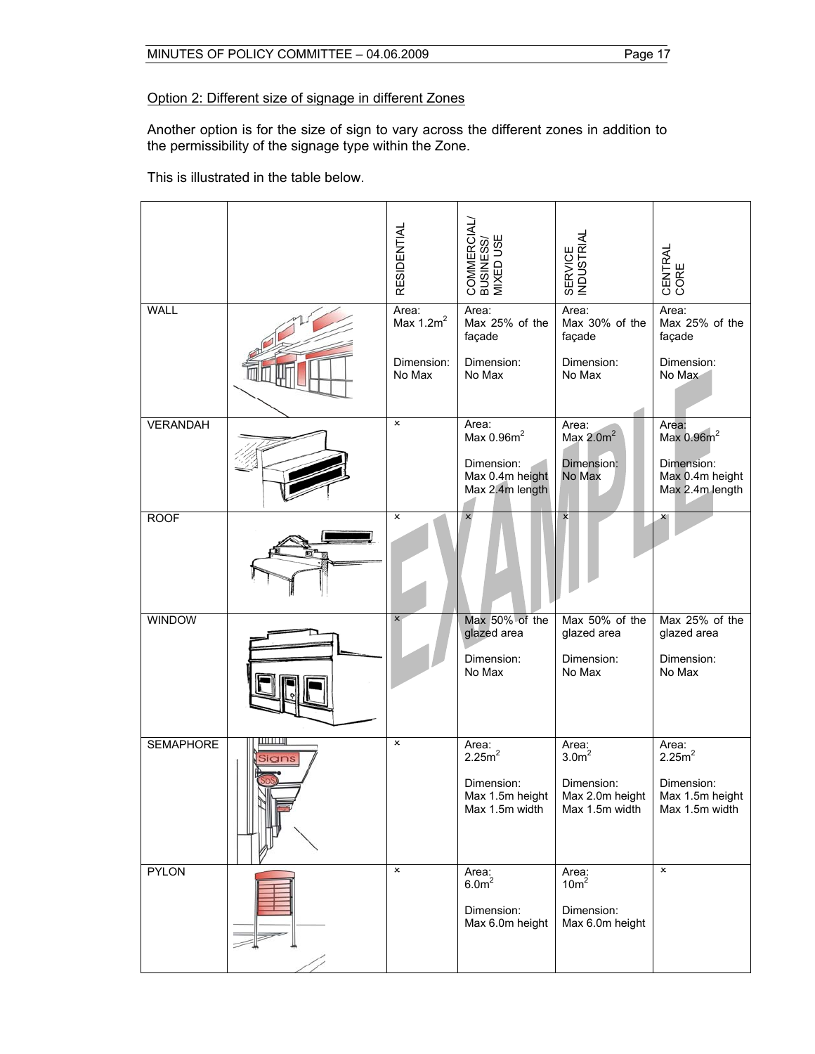Option 2: Different size of signage in different Zones

Another option is for the size of sign to vary across the different zones in addition to the permissibility of the signage type within the Zone.

This is illustrated in the table below.

| | | RESIDENTIAL | COMMERCIAL/ BUSINESS/ MIXED USE | SERVICE INDUSTRIAL | CENTRAL CORE |
|---|---|---|---|---|---|
| WALL | | Area: Max $1.2m^2$<br><br>Dimension: No Max | Area: Max 25% of the façade<br><br>Dimension: No Max | Area: Max 30% of the façade<br><br>Dimension: No Max | Area: Max 25% of the façade<br><br>Dimension: No Max |
| VERANDAH | | × | Area: Max $0.96m^2$<br><br>Dimension: Max 0.4m height Max 2.4m length | Area: Max $2.0m^2$<br><br>Dimension: No Max | Area: Max $0.96m^2$<br><br>Dimension: Max 0.4m height Max 2.4m length |
| ROOF | | × | × | × | × |
| WINDOW | | × | Max 50% of the glazed area<br><br>Dimension: No Max | Max 50% of the glazed area<br><br>Dimension: No Max | Max 25% of the glazed area<br><br>Dimension: No Max |
| SEMAPHORE | | × | Area: $2.25m^2$<br><br>Dimension: Max 1.5m height Max 1.5m width | Area: $3.0m^2$<br><br>Dimension: Max 2.0m height Max 1.5m width | Area: $2.25m^2$<br><br>Dimension: Max 1.5m height Max 1.5m width |
| PYLON | | × | Area: $6.0m^2$<br><br>Dimension: Max 6.0m height | Area: $10m^2$<br><br>Dimension: Max 6.0m height | × |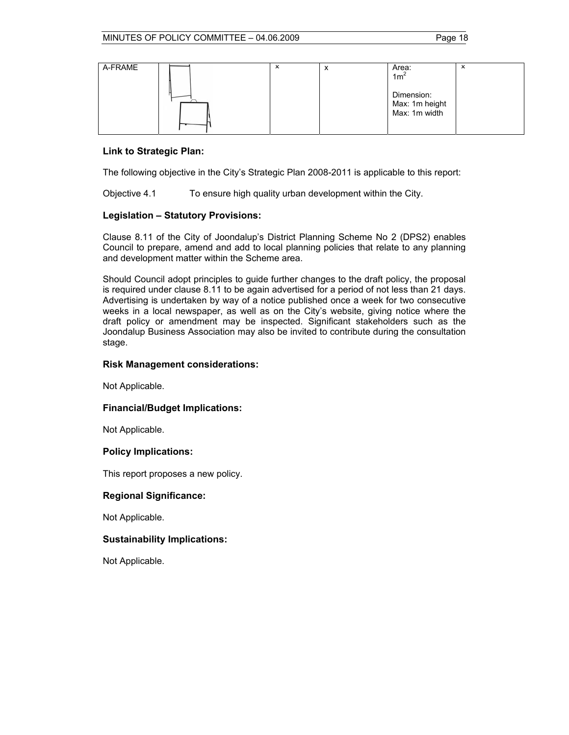| A-FRAME | | × | x | Area: $1m^2$<br><br>Dimension:<br>Max: 1m height<br>Max: 1m width | × |
|---|---|---|---|---|---|

### Link to Strategic Plan:

The following objective in the City's Strategic Plan 2008-2011 is applicable to this report:

Objective 4.1 To ensure high quality urban development within the City.

### Legislation – Statutory Provisions:

Clause 8.11 of the City of Joondalup's District Planning Scheme No 2 (DPS2) enables Council to prepare, amend and add to local planning policies that relate to any planning and development matter within the Scheme area.

Should Council adopt principles to guide further changes to the draft policy, the proposal is required under clause 8.11 to be again advertised for a period of not less than 21 days. Advertising is undertaken by way of a notice published once a week for two consecutive weeks in a local newspaper, as well as on the City's website, giving notice where the draft policy or amendment may be inspected. Significant stakeholders such as the Joondalup Business Association may also be invited to contribute during the consultation stage.

### Risk Management considerations:

Not Applicable.

### Financial/Budget Implications:

Not Applicable.

### Policy Implications:

This report proposes a new policy.

### Regional Significance:

Not Applicable.

### Sustainability Implications:

Not Applicable.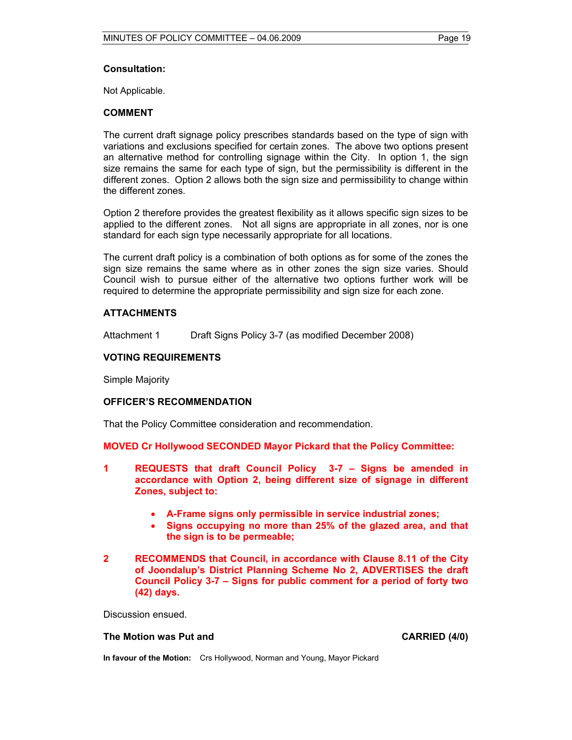**Consultation:**

Not Applicable.

**COMMENT**

The current draft signage policy prescribes standards based on the type of sign with variations and exclusions specified for certain zones. The above two options present an alternative method for controlling signage within the City. In option 1, the sign size remains the same for each type of sign, but the permissibility is different in the different zones. Option 2 allows both the sign size and permissibility to change within the different zones.

Option 2 therefore provides the greatest flexibility as it allows specific sign sizes to be applied to the different zones. Not all signs are appropriate in all zones, nor is one standard for each sign type necessarily appropriate for all locations.

The current draft policy is a combination of both options as for some of the zones the sign size remains the same where as in other zones the sign size varies. Should Council wish to pursue either of the alternative two options further work will be required to determine the appropriate permissibility and sign size for each zone.

**ATTACHMENTS**

Attachment 1 Draft Signs Policy 3-7 (as modified December 2008)

**VOTING REQUIREMENTS**

Simple Majority

**OFFICER'S RECOMMENDATION**

That the Policy Committee consideration and recommendation.

**MOVED Cr Hollywood SECONDED Mayor Pickard that the Policy Committee:**

1 **REQUESTS that draft Council Policy 3-7 – Signs be amended in accordance with Option 2, being different size of signage in different Zones, subject to:**

- **A-Frame signs only permissible in service industrial zones;**
- **Signs occupying no more than 25% of the glazed area, and that the sign is to be permeable;**

2 **RECOMMENDS that Council, in accordance with Clause 8.11 of the City of Joondalup's District Planning Scheme No 2, ADVERTISES the draft Council Policy 3-7 – Signs for public comment for a period of forty two (42) days.**

Discussion ensued.

**The Motion was Put and CARRIED (4/0)**

**In favour of the Motion:** Crs Hollywood, Norman and Young, Mayor Pickard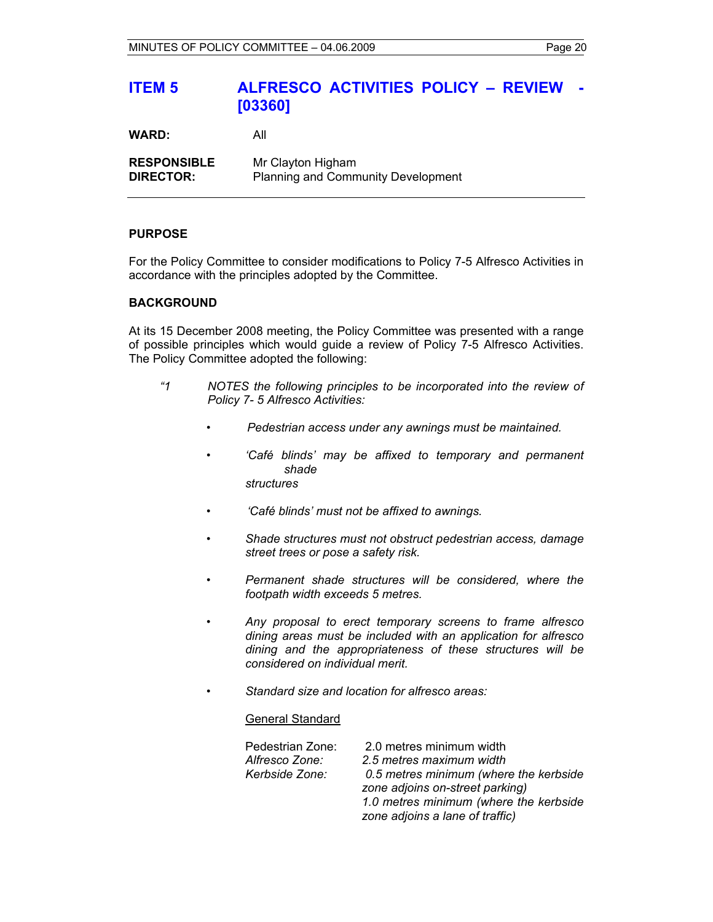## ITEM 5 ALFRESCO ACTIVITIES POLICY – REVIEW - [03360]

**WARD:** All

**RESPONSIBLE DIRECTOR:** Mr Clayton Higham, Planning and Community Development

---

### PURPOSE

For the Policy Committee to consider modifications to Policy 7-5 Alfresco Activities in accordance with the principles adopted by the Committee.

### BACKGROUND

At its 15 December 2008 meeting, the Policy Committee was presented with a range of possible principles which would guide a review of Policy 7-5 Alfresco Activities. The Policy Committee adopted the following:

*"1 NOTES the following principles to be incorporated into the review of Policy 7- 5 Alfresco Activities:*

- *Pedestrian access under any awnings must be maintained.*
- *'Café blinds' may be affixed to temporary and permanent shade structures*
- *'Café blinds' must not be affixed to awnings.*
- *Shade structures must not obstruct pedestrian access, damage street trees or pose a safety risk.*
- *Permanent shade structures will be considered, where the footpath width exceeds 5 metres.*
- *Any proposal to erect temporary screens to frame alfresco dining areas must be included with an application for alfresco dining and the appropriateness of these structures will be considered on individual merit.*
- *Standard size and location for alfresco areas:*

<u>General Standard</u>

Pedestrian Zone: 2.0 metres minimum width
*Alfresco Zone: 2.5 metres maximum width*
*Kerbside Zone: 0.5 metres minimum (where the kerbside zone adjoins on-street parking)*
*1.0 metres minimum (where the kerbside zone adjoins a lane of traffic)*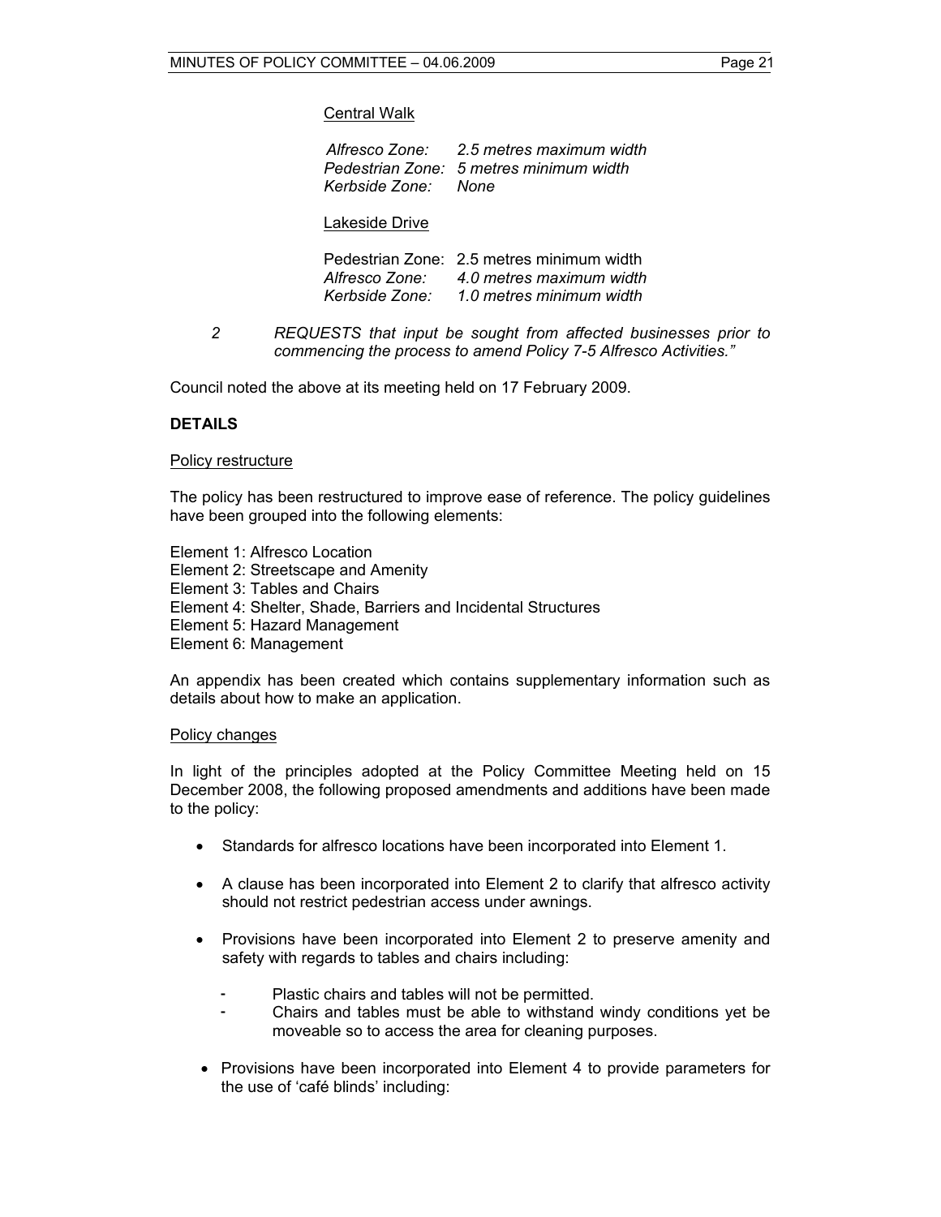Central Walk

*Alfresco Zone: 2.5 metres maximum width*
*Pedestrian Zone: 5 metres minimum width*
*Kerbside Zone: None*

Lakeside Drive

Pedestrian Zone: 2.5 metres minimum width
*Alfresco Zone: 4.0 metres maximum width*
*Kerbside Zone: 1.0 metres minimum width*

*2 REQUESTS that input be sought from affected businesses prior to commencing the process to amend Policy 7-5 Alfresco Activities."*

Council noted the above at its meeting held on 17 February 2009.

**DETAILS**

Policy restructure

The policy has been restructured to improve ease of reference. The policy guidelines have been grouped into the following elements:

Element 1: Alfresco Location
Element 2: Streetscape and Amenity
Element 3: Tables and Chairs
Element 4: Shelter, Shade, Barriers and Incidental Structures
Element 5: Hazard Management
Element 6: Management

An appendix has been created which contains supplementary information such as details about how to make an application.

Policy changes

In light of the principles adopted at the Policy Committee Meeting held on 15 December 2008, the following proposed amendments and additions have been made to the policy:

- Standards for alfresco locations have been incorporated into Element 1.
- A clause has been incorporated into Element 2 to clarify that alfresco activity should not restrict pedestrian access under awnings.
- Provisions have been incorporated into Element 2 to preserve amenity and safety with regards to tables and chairs including:
  - Plastic chairs and tables will not be permitted.
  - Chairs and tables must be able to withstand windy conditions yet be moveable so to access the area for cleaning purposes.
- Provisions have been incorporated into Element 4 to provide parameters for the use of 'café blinds' including: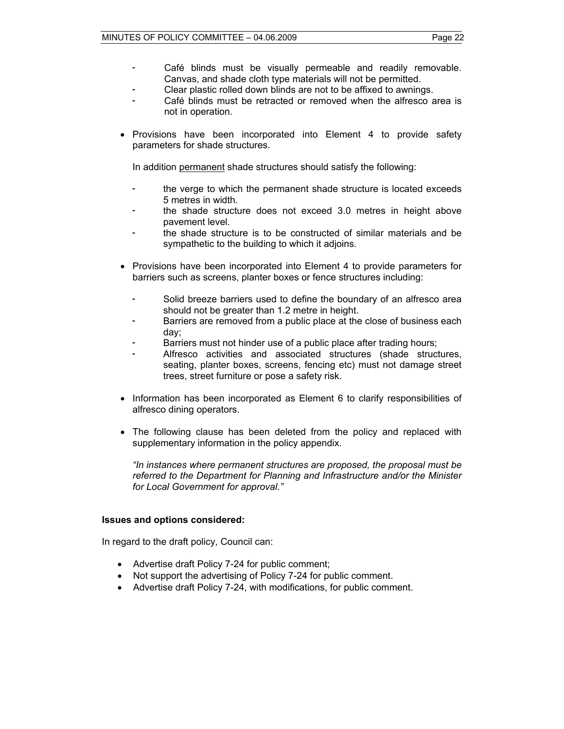- Café blinds must be visually permeable and readily removable. Canvas, and shade cloth type materials will not be permitted.
- Clear plastic rolled down blinds are not to be affixed to awnings.
- Café blinds must be retracted or removed when the alfresco area is not in operation.

- Provisions have been incorporated into Element 4 to provide safety parameters for shade structures.

  In addition permanent shade structures should satisfy the following:

  - the verge to which the permanent shade structure is located exceeds 5 metres in width.
  - the shade structure does not exceed 3.0 metres in height above pavement level.
  - the shade structure is to be constructed of similar materials and be sympathetic to the building to which it adjoins.

- Provisions have been incorporated into Element 4 to provide parameters for barriers such as screens, planter boxes or fence structures including:

  - Solid breeze barriers used to define the boundary of an alfresco area should not be greater than 1.2 metre in height.
  - Barriers are removed from a public place at the close of business each day;
  - Barriers must not hinder use of a public place after trading hours;
  - Alfresco activities and associated structures (shade structures, seating, planter boxes, screens, fencing etc) must not damage street trees, street furniture or pose a safety risk.

- Information has been incorporated as Element 6 to clarify responsibilities of alfresco dining operators.

- The following clause has been deleted from the policy and replaced with supplementary information in the policy appendix.

  *"In instances where permanent structures are proposed, the proposal must be referred to the Department for Planning and Infrastructure and/or the Minister for Local Government for approval."*

**Issues and options considered:**

In regard to the draft policy, Council can:

- Advertise draft Policy 7-24 for public comment;
- Not support the advertising of Policy 7-24 for public comment.
- Advertise draft Policy 7-24, with modifications, for public comment.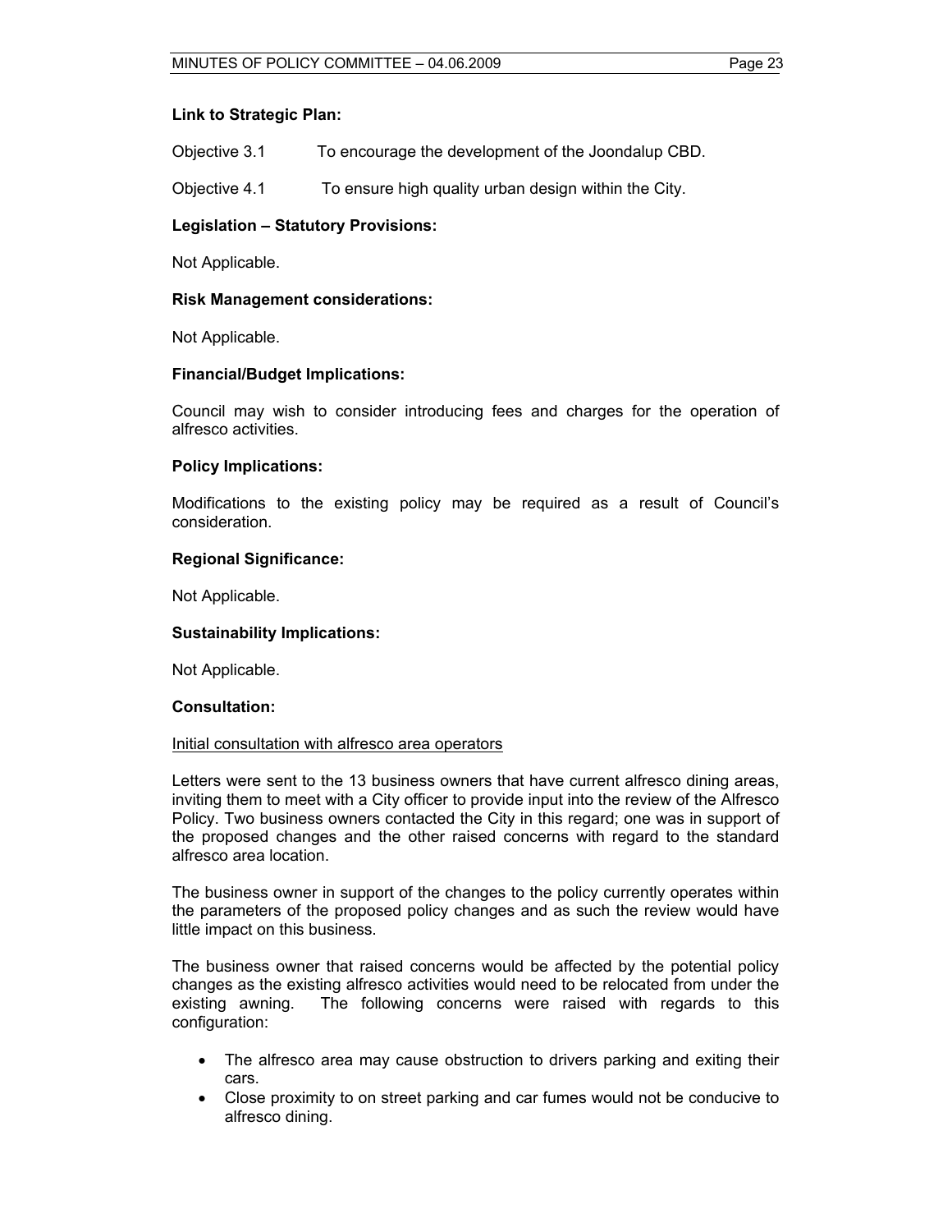**Link to Strategic Plan:**

Objective 3.1 To encourage the development of the Joondalup CBD.

Objective 4.1 To ensure high quality urban design within the City.

**Legislation – Statutory Provisions:**

Not Applicable.

**Risk Management considerations:**

Not Applicable.

**Financial/Budget Implications:**

Council may wish to consider introducing fees and charges for the operation of alfresco activities.

**Policy Implications:**

Modifications to the existing policy may be required as a result of Council's consideration.

**Regional Significance:**

Not Applicable.

**Sustainability Implications:**

Not Applicable.

**Consultation:**

Initial consultation with alfresco area operators

Letters were sent to the 13 business owners that have current alfresco dining areas, inviting them to meet with a City officer to provide input into the review of the Alfresco Policy. Two business owners contacted the City in this regard; one was in support of the proposed changes and the other raised concerns with regard to the standard alfresco area location.

The business owner in support of the changes to the policy currently operates within the parameters of the proposed policy changes and as such the review would have little impact on this business.

The business owner that raised concerns would be affected by the potential policy changes as the existing alfresco activities would need to be relocated from under the existing awning. The following concerns were raised with regards to this configuration:

- The alfresco area may cause obstruction to drivers parking and exiting their cars.
- Close proximity to on street parking and car fumes would not be conducive to alfresco dining.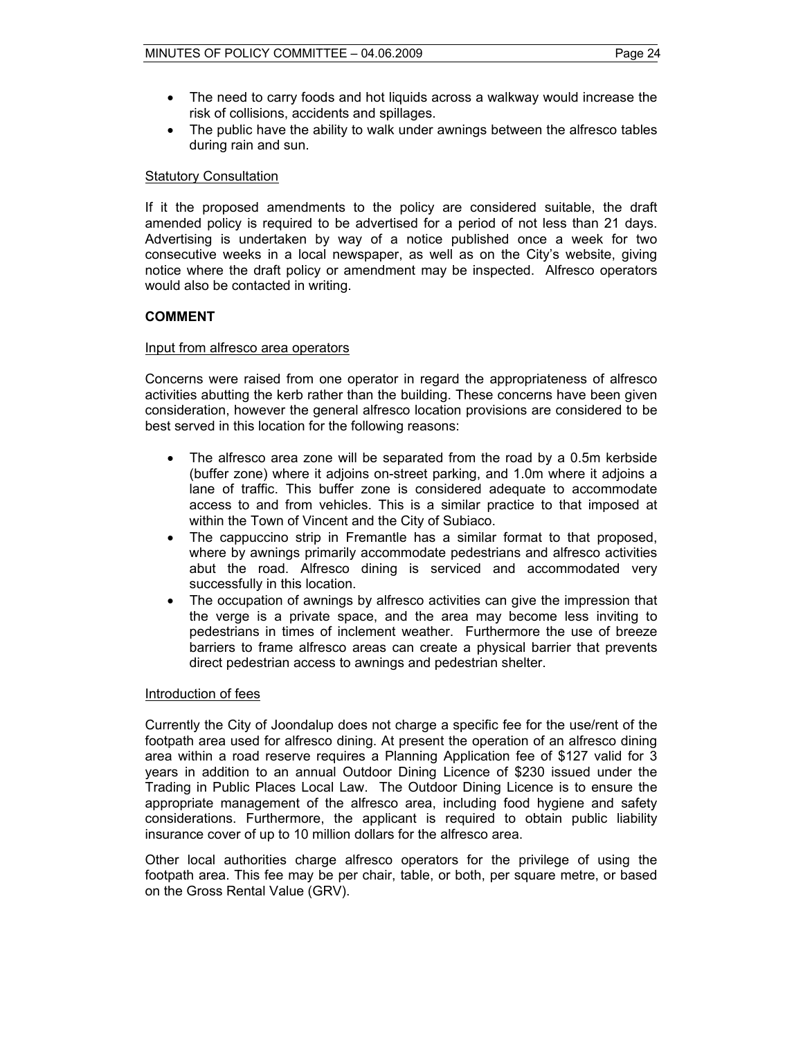- The need to carry foods and hot liquids across a walkway would increase the risk of collisions, accidents and spillages.
- The public have the ability to walk under awnings between the alfresco tables during rain and sun.

Statutory Consultation

If it the proposed amendments to the policy are considered suitable, the draft amended policy is required to be advertised for a period of not less than 21 days. Advertising is undertaken by way of a notice published once a week for two consecutive weeks in a local newspaper, as well as on the City's website, giving notice where the draft policy or amendment may be inspected. Alfresco operators would also be contacted in writing.

**COMMENT**

Input from alfresco area operators

Concerns were raised from one operator in regard the appropriateness of alfresco activities abutting the kerb rather than the building. These concerns have been given consideration, however the general alfresco location provisions are considered to be best served in this location for the following reasons:

- The alfresco area zone will be separated from the road by a 0.5m kerbside (buffer zone) where it adjoins on-street parking, and 1.0m where it adjoins a lane of traffic. This buffer zone is considered adequate to accommodate access to and from vehicles. This is a similar practice to that imposed at within the Town of Vincent and the City of Subiaco.
- The cappuccino strip in Fremantle has a similar format to that proposed, where by awnings primarily accommodate pedestrians and alfresco activities abut the road. Alfresco dining is serviced and accommodated very successfully in this location.
- The occupation of awnings by alfresco activities can give the impression that the verge is a private space, and the area may become less inviting to pedestrians in times of inclement weather. Furthermore the use of breeze barriers to frame alfresco areas can create a physical barrier that prevents direct pedestrian access to awnings and pedestrian shelter.

Introduction of fees

Currently the City of Joondalup does not charge a specific fee for the use/rent of the footpath area used for alfresco dining. At present the operation of an alfresco dining area within a road reserve requires a Planning Application fee of $127 valid for 3 years in addition to an annual Outdoor Dining Licence of $230 issued under the Trading in Public Places Local Law. The Outdoor Dining Licence is to ensure the appropriate management of the alfresco area, including food hygiene and safety considerations. Furthermore, the applicant is required to obtain public liability insurance cover of up to 10 million dollars for the alfresco area.

Other local authorities charge alfresco operators for the privilege of using the footpath area. This fee may be per chair, table, or both, per square metre, or based on the Gross Rental Value (GRV).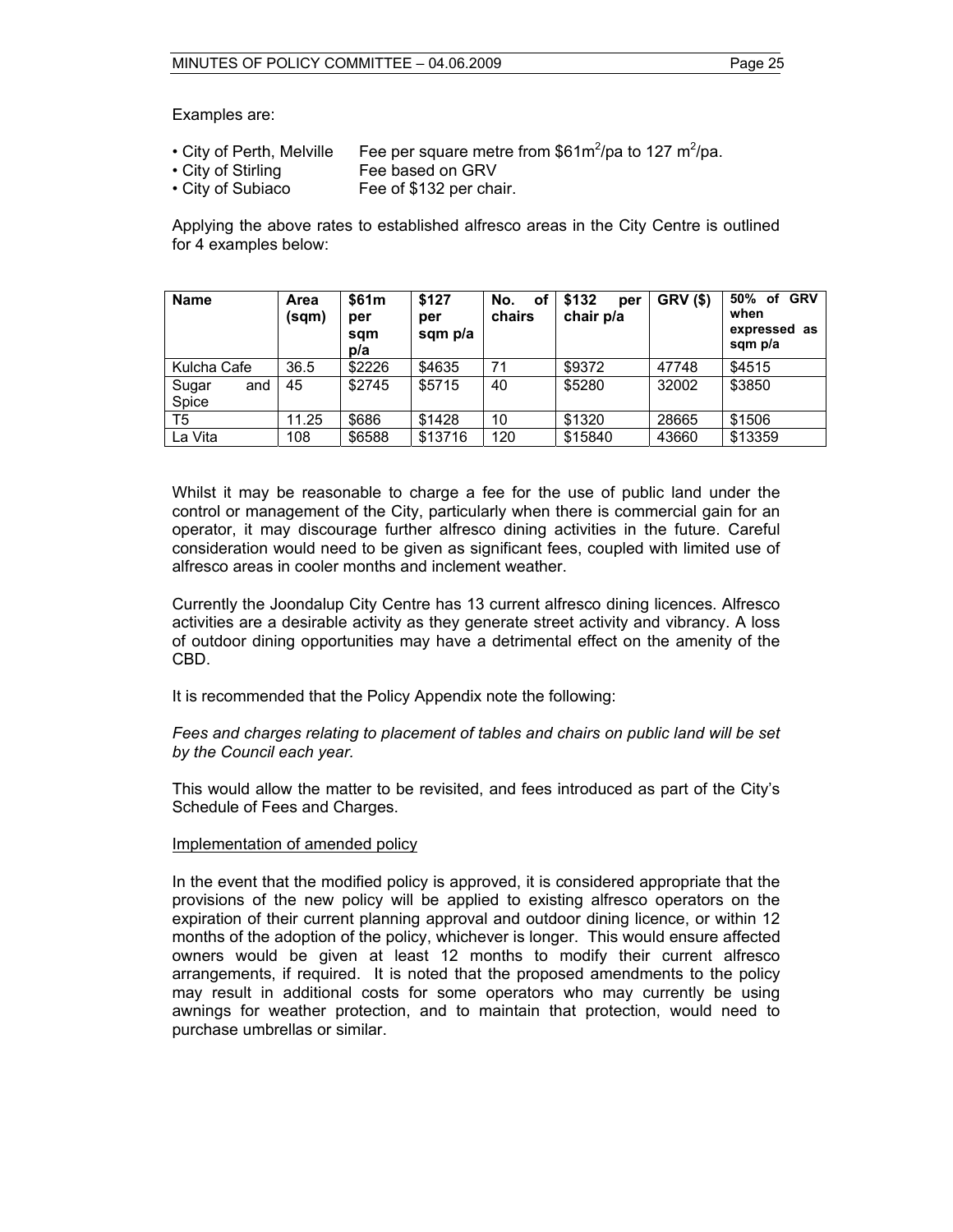Examples are:

- City of Perth, Melville — Fee per square metre from $61m$^2$/pa to 127 m$^2$/pa.
- City of Stirling — Fee based on GRV
- City of Subiaco — Fee of $132 per chair.

Applying the above rates to established alfresco areas in the City Centre is outlined for 4 examples below:

| Name | Area (sqm) | $61m per sqm p/a | $127 per sqm p/a | No. of chairs | $132 per chair p/a | GRV ($) | 50% of GRV when expressed as sqm p/a |
|---|---|---|---|---|---|---|---|
| Kulcha Cafe | 36.5 | $2226 | $4635 | 71 | $9372 | 47748 | $4515 |
| Sugar and Spice | 45 | $2745 | $5715 | 40 | $5280 | 32002 | $3850 |
| T5 | 11.25 | $686 | $1428 | 10 | $1320 | 28665 | $1506 |
| La Vita | 108 | $6588 | $13716 | 120 | $15840 | 43660 | $13359 |

Whilst it may be reasonable to charge a fee for the use of public land under the control or management of the City, particularly when there is commercial gain for an operator, it may discourage further alfresco dining activities in the future. Careful consideration would need to be given as significant fees, coupled with limited use of alfresco areas in cooler months and inclement weather.

Currently the Joondalup City Centre has 13 current alfresco dining licences. Alfresco activities are a desirable activity as they generate street activity and vibrancy. A loss of outdoor dining opportunities may have a detrimental effect on the amenity of the CBD.

It is recommended that the Policy Appendix note the following:

*Fees and charges relating to placement of tables and chairs on public land will be set by the Council each year.*

This would allow the matter to be revisited, and fees introduced as part of the City's Schedule of Fees and Charges.

Implementation of amended policy

In the event that the modified policy is approved, it is considered appropriate that the provisions of the new policy will be applied to existing alfresco operators on the expiration of their current planning approval and outdoor dining licence, or within 12 months of the adoption of the policy, whichever is longer. This would ensure affected owners would be given at least 12 months to modify their current alfresco arrangements, if required. It is noted that the proposed amendments to the policy may result in additional costs for some operators who may currently be using awnings for weather protection, and to maintain that protection, would need to purchase umbrellas or similar.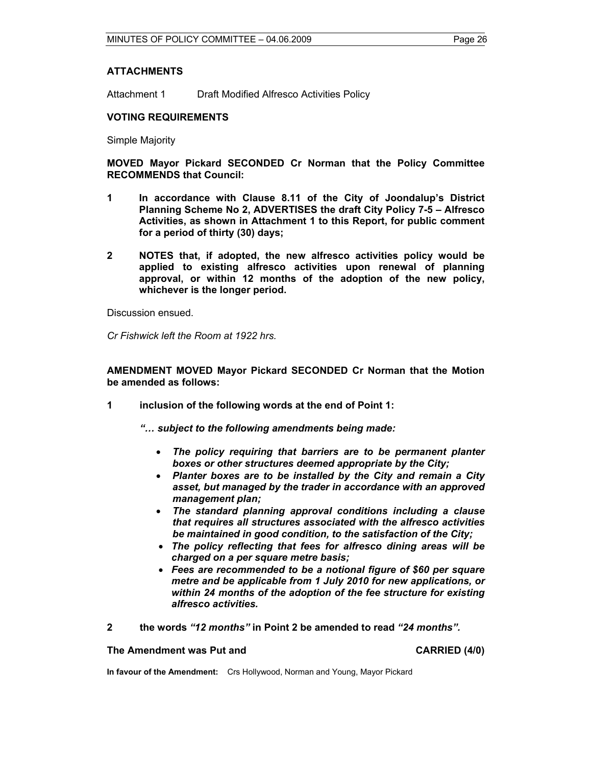## ATTACHMENTS

Attachment 1 Draft Modified Alfresco Activities Policy

## VOTING REQUIREMENTS

Simple Majority

**MOVED Mayor Pickard SECONDED Cr Norman that the Policy Committee RECOMMENDS that Council:**

**1 In accordance with Clause 8.11 of the City of Joondalup's District Planning Scheme No 2, ADVERTISES the draft City Policy 7-5 – Alfresco Activities, as shown in Attachment 1 to this Report, for public comment for a period of thirty (30) days;**

**2 NOTES that, if adopted, the new alfresco activities policy would be applied to existing alfresco activities upon renewal of planning approval, or within 12 months of the adoption of the new policy, whichever is the longer period.**

Discussion ensued.

*Cr Fishwick left the Room at 1922 hrs.*

**AMENDMENT MOVED Mayor Pickard SECONDED Cr Norman that the Motion be amended as follows:**

**1 inclusion of the following words at the end of Point 1:**

***"… subject to the following amendments being made:***

- ***The policy requiring that barriers are to be permanent planter boxes or other structures deemed appropriate by the City;***
- ***Planter boxes are to be installed by the City and remain a City asset, but managed by the trader in accordance with an approved management plan;***
- ***The standard planning approval conditions including a clause that requires all structures associated with the alfresco activities be maintained in good condition, to the satisfaction of the City;***
- ***The policy reflecting that fees for alfresco dining areas will be charged on a per square metre basis;***
- ***Fees are recommended to be a notional figure of $60 per square metre and be applicable from 1 July 2010 for new applications, or within 24 months of the adoption of the fee structure for existing alfresco activities.***

**2 the words *"12 months"* in Point 2 be amended to read *"24 months".***

**The Amendment was Put and CARRIED (4/0)**

**In favour of the Amendment:** Crs Hollywood, Norman and Young, Mayor Pickard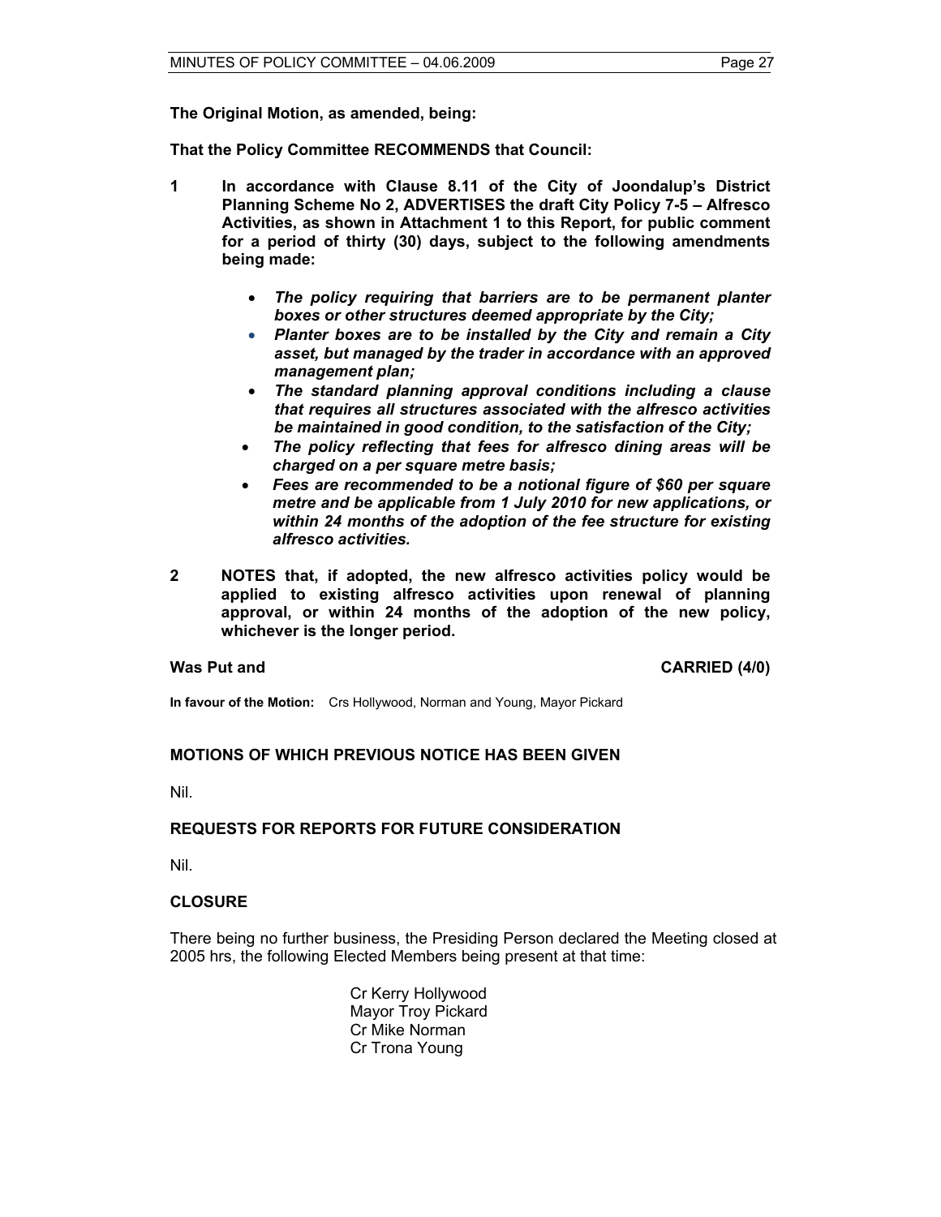**The Original Motion, as amended, being:**

**That the Policy Committee RECOMMENDS that Council:**

**1** **In accordance with Clause 8.11 of the City of Joondalup's District Planning Scheme No 2, ADVERTISES the draft City Policy 7-5 – Alfresco Activities, as shown in Attachment 1 to this Report, for public comment for a period of thirty (30) days, subject to the following amendments being made:**

- ***The policy requiring that barriers are to be permanent planter boxes or other structures deemed appropriate by the City;***
- ***Planter boxes are to be installed by the City and remain a City asset, but managed by the trader in accordance with an approved management plan;***
- ***The standard planning approval conditions including a clause that requires all structures associated with the alfresco activities be maintained in good condition, to the satisfaction of the City;***
- ***The policy reflecting that fees for alfresco dining areas will be charged on a per square metre basis;***
- ***Fees are recommended to be a notional figure of $60 per square metre and be applicable from 1 July 2010 for new applications, or within 24 months of the adoption of the fee structure for existing alfresco activities.***

**2** **NOTES that, if adopted, the new alfresco activities policy would be applied to existing alfresco activities upon renewal of planning approval, or within 24 months of the adoption of the new policy, whichever is the longer period.**

**Was Put and** **CARRIED (4/0)**

**In favour of the Motion:** Crs Hollywood, Norman and Young, Mayor Pickard

## MOTIONS OF WHICH PREVIOUS NOTICE HAS BEEN GIVEN

Nil.

## REQUESTS FOR REPORTS FOR FUTURE CONSIDERATION

Nil.

## CLOSURE

There being no further business, the Presiding Person declared the Meeting closed at 2005 hrs, the following Elected Members being present at that time:

Cr Kerry Hollywood
Mayor Troy Pickard
Cr Mike Norman
Cr Trona Young